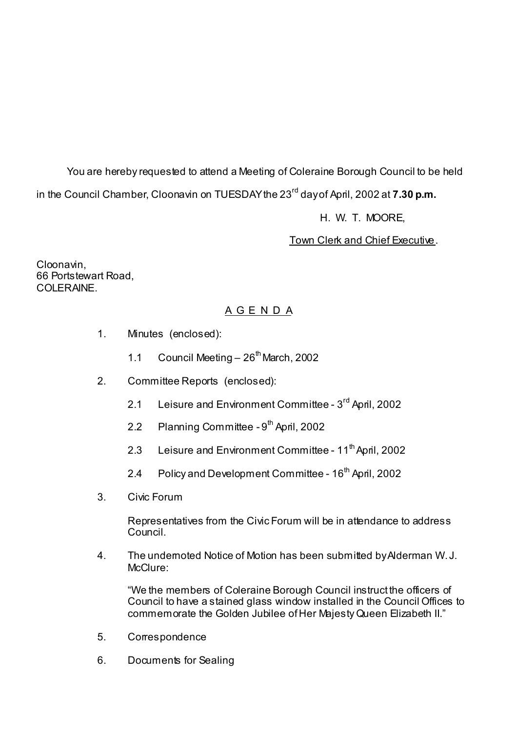You are hereby requested to attend a Meeting of Coleraine Borough Council to be held in the Council Chamber, Cloonavin on TUESDAY the 23rd day of April, 2002 at **7.30 p.m.**

H. W. T. MOORE,

Town Clerk and Chief Executive.

Cloonavin,
66 Portstewart Road,
COLERAINE.

## A G E N D A

1. Minutes (enclosed):

   1.1 Council Meeting – 26th March, 2002

2. Committee Reports (enclosed):

   2.1 Leisure and Environment Committee - 3rd April, 2002

   2.2 Planning Committee - 9th April, 2002

   2.3 Leisure and Environment Committee - 11th April, 2002

   2.4 Policy and Development Committee - 16th April, 2002

3. Civic Forum

   Representatives from the Civic Forum will be in attendance to address Council.

4. The undernoted Notice of Motion has been submitted by Alderman W. J. McClure:

   "We the members of Coleraine Borough Council instruct the officers of Council to have a stained glass window installed in the Council Offices to commemorate the Golden Jubilee of Her Majesty Queen Elizabeth II."

5. Correspondence

6. Documents for Sealing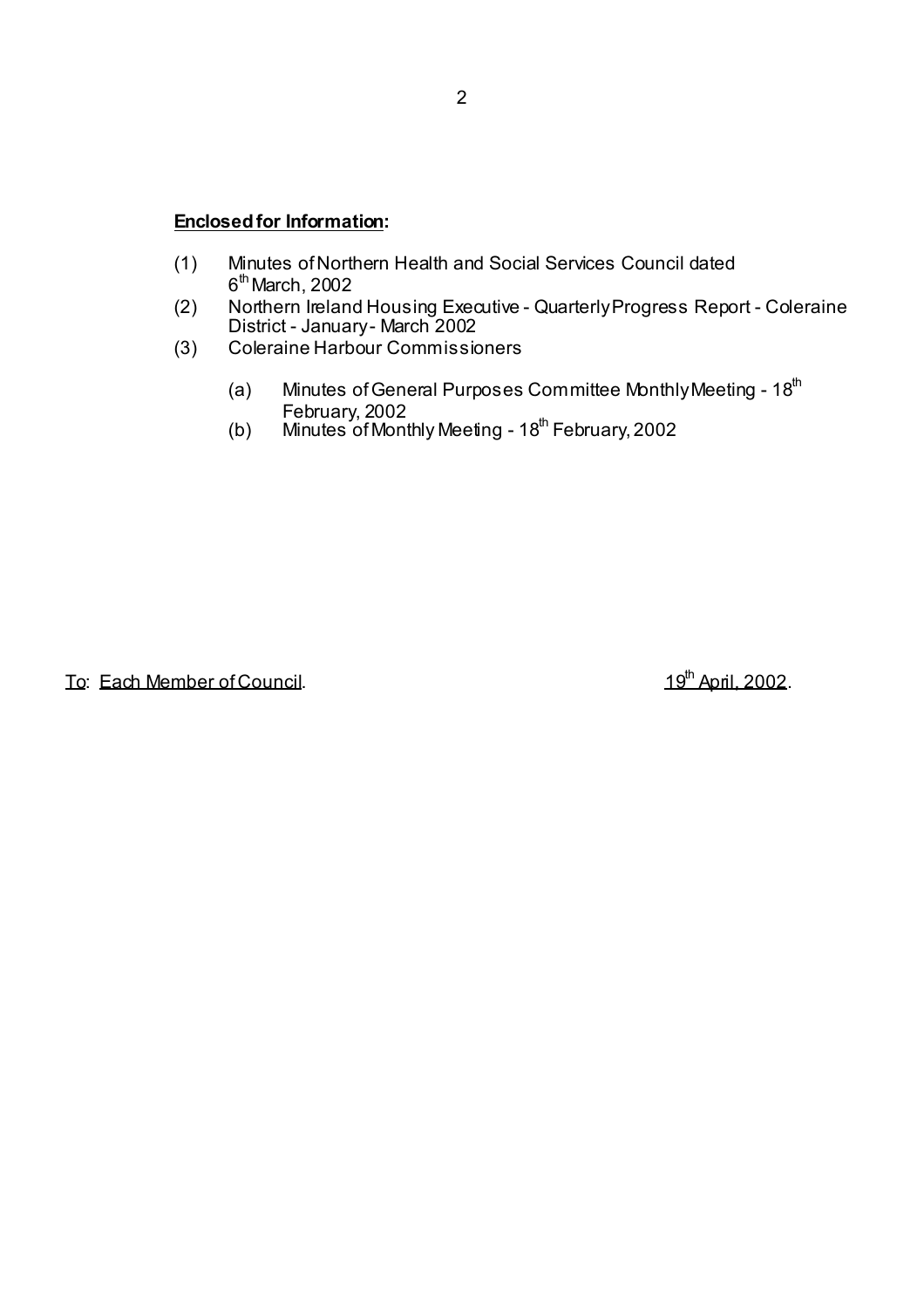**Enclosed for Information:**

(1) Minutes of Northern Health and Social Services Council dated 6th March, 2002

(2) Northern Ireland Housing Executive - Quarterly Progress Report - Coleraine District - January - March 2002

(3) Coleraine Harbour Commissioners

  (a) Minutes of General Purposes Committee Monthly Meeting - 18th February, 2002

  (b) Minutes of Monthly Meeting - 18th February, 2002

To: Each Member of Council. 19th April, 2002.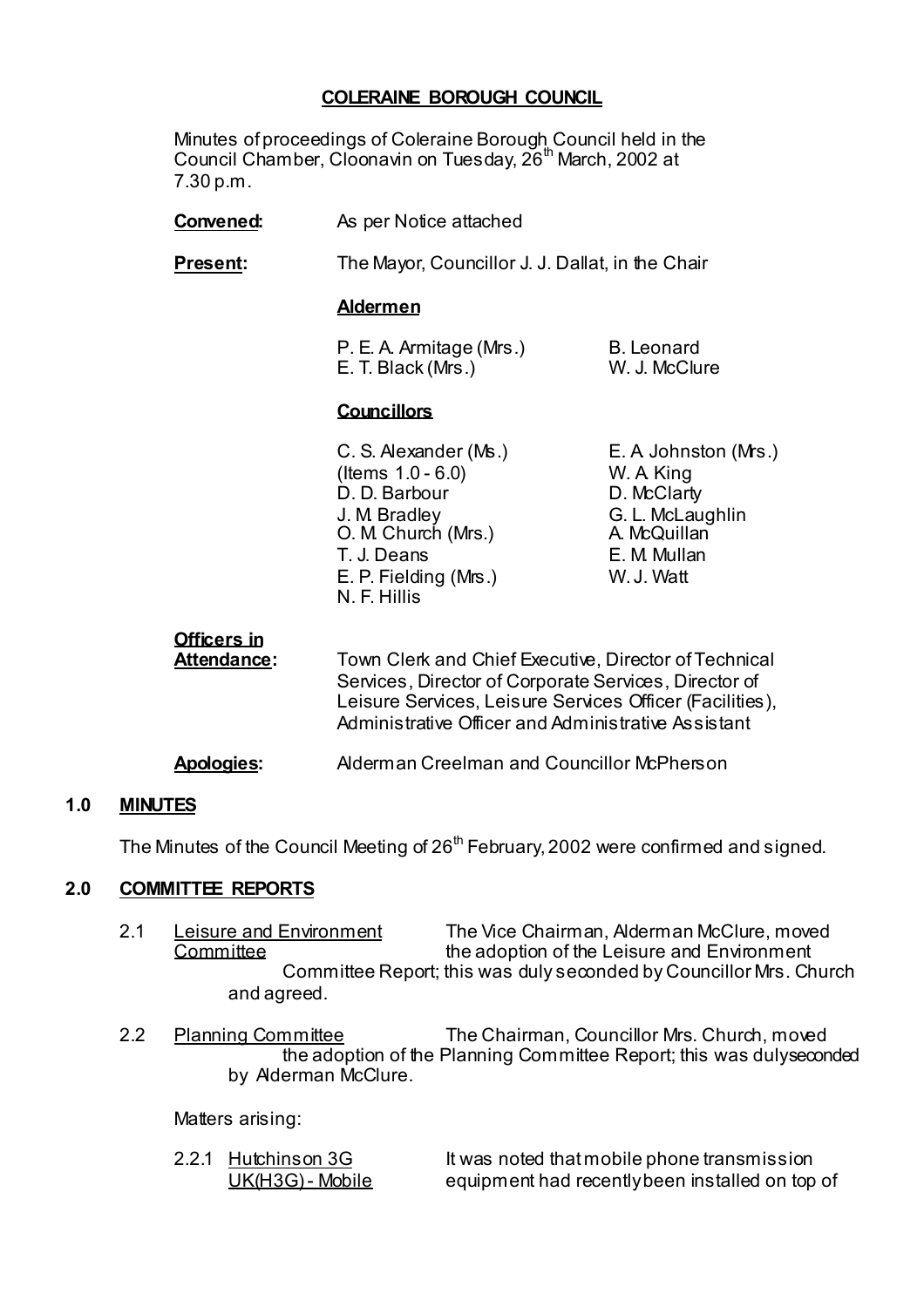## COLERAINE BOROUGH COUNCIL

Minutes of proceedings of Coleraine Borough Council held in the Council Chamber, Cloonavin on Tuesday, 26th March, 2002 at 7.30 p.m.

**Convened:** As per Notice attached

**Present:** The Mayor, Councillor J. J. Dallat, in the Chair

**Aldermen**

P. E. A. Armitage (Mrs.)
E. T. Black (Mrs.)
B. Leonard
W. J. McClure

**Councillors**

C. S. Alexander (Ms.) (Items 1.0 - 6.0)
D. D. Barbour
J. M. Bradley
O. M. Church (Mrs.)
T. J. Deans
E. P. Fielding (Mrs.)
N. F. Hillis
E. A. Johnston (Mrs.)
W. A. King
D. McClarty
G. L. McLaughlin
A. McQuillan
E. M. Mullan
W. J. Watt

**Officers in Attendance:** Town Clerk and Chief Executive, Director of Technical Services, Director of Corporate Services, Director of Leisure Services, Leisure Services Officer (Facilities), Administrative Officer and Administrative Assistant

**Apologies:** Alderman Creelman and Councillor McPherson

### 1.0 MINUTES

The Minutes of the Council Meeting of 26th February, 2002 were confirmed and signed.

### 2.0 COMMITTEE REPORTS

2.1 Leisure and Environment Committee — The Vice Chairman, Alderman McClure, moved the adoption of the Leisure and Environment Committee Report; this was duly seconded by Councillor Mrs. Church and agreed.

2.2 Planning Committee — The Chairman, Councillor Mrs. Church, moved the adoption of the Planning Committee Report; this was duly seconded by Alderman McClure.

Matters arising:

2.2.1 Hutchinson 3G UK(H3G) - Mobile — It was noted that mobile phone transmission equipment had recently been installed on top of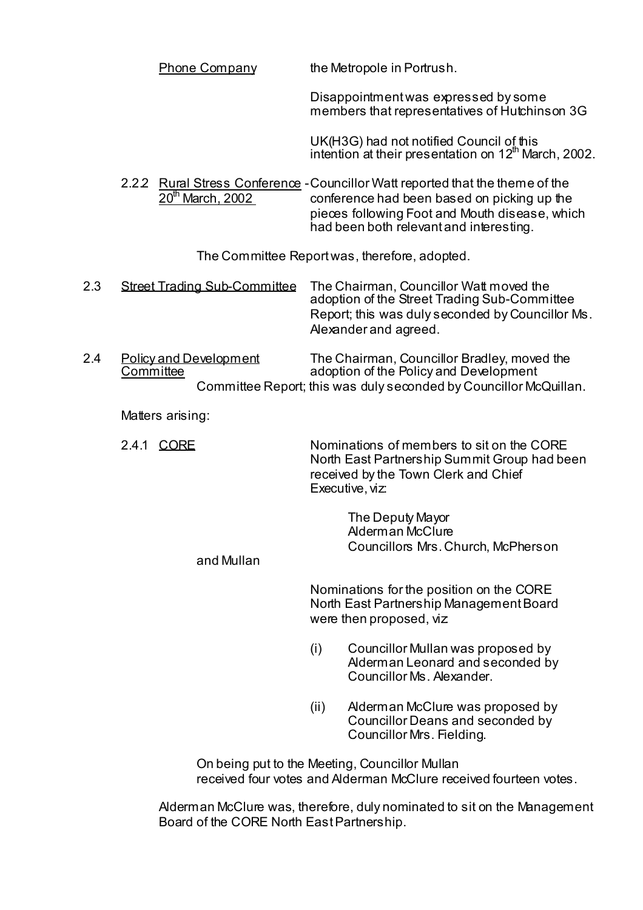Phone Company    the Metropole in Portrush.

Disappointment was expressed by some members that representatives of Hutchinson 3G

UK(H3G) had not notified Council of this intention at their presentation on 12th March, 2002.

2.2.2 Rural Stress Conference - 20th March, 2002    Councillor Watt reported that the theme of the conference had been based on picking up the pieces following Foot and Mouth disease, which had been both relevant and interesting.

The Committee Report was, therefore, adopted.

2.3 Street Trading Sub-Committee    The Chairman, Councillor Watt moved the adoption of the Street Trading Sub-Committee Report; this was duly seconded by Councillor Ms. Alexander and agreed.

2.4 Policy and Development Committee    The Chairman, Councillor Bradley, moved the adoption of the Policy and Development Committee Report; this was duly seconded by Councillor McQuillan.

Matters arising:

2.4.1 CORE    Nominations of members to sit on the CORE North East Partnership Summit Group had been received by the Town Clerk and Chief Executive, viz:

The Deputy Mayor
Alderman McClure
Councillors Mrs. Church, McPherson and Mullan

Nominations for the position on the CORE North East Partnership Management Board were then proposed, viz

(i) Councillor Mullan was proposed by Alderman Leonard and seconded by Councillor Ms. Alexander.

(ii) Alderman McClure was proposed by Councillor Deans and seconded by Councillor Mrs. Fielding.

On being put to the Meeting, Councillor Mullan received four votes and Alderman McClure received fourteen votes.

Alderman McClure was, therefore, duly nominated to sit on the Management Board of the CORE North East Partnership.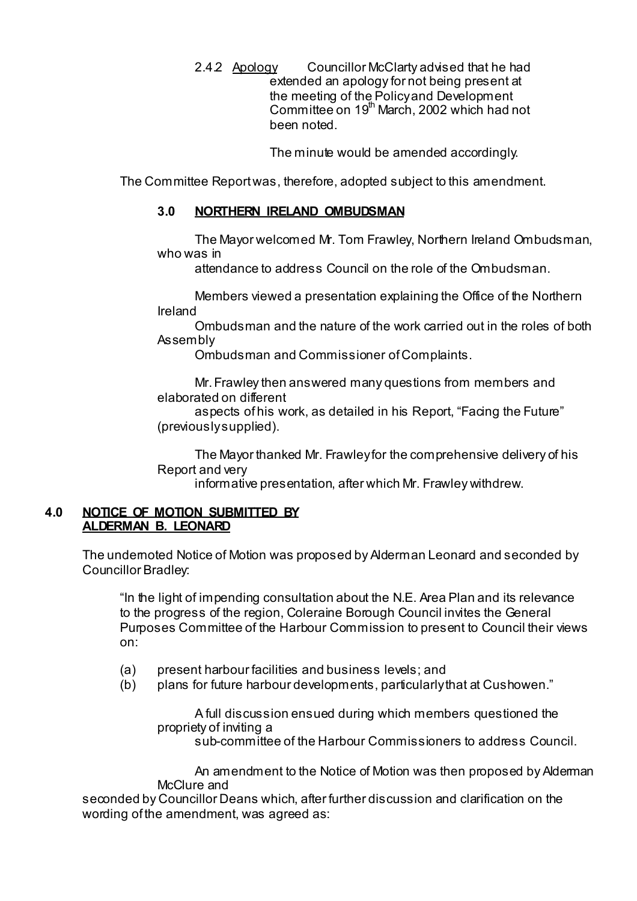2.4.2 Apology Councillor McClarty advised that he had extended an apology for not being present at the meeting of the Policy and Development Committee on 19th March, 2002 which had not been noted.

The minute would be amended accordingly.

The Committee Report was, therefore, adopted subject to this amendment.

### 3.0 NORTHERN IRELAND OMBUDSMAN

The Mayor welcomed Mr. Tom Frawley, Northern Ireland Ombudsman, who was in attendance to address Council on the role of the Ombudsman.

Members viewed a presentation explaining the Office of the Northern Ireland Ombudsman and the nature of the work carried out in the roles of both Assembly Ombudsman and Commissioner of Complaints.

Mr. Frawley then answered many questions from members and elaborated on different aspects of his work, as detailed in his Report, "Facing the Future" (previously supplied).

The Mayor thanked Mr. Frawley for the comprehensive delivery of his Report and very informative presentation, after which Mr. Frawley withdrew.

### 4.0 NOTICE OF MOTION SUBMITTED BY ALDERMAN B. LEONARD

The undernoted Notice of Motion was proposed by Alderman Leonard and seconded by Councillor Bradley:

"In the light of impending consultation about the N.E. Area Plan and its relevance to the progress of the region, Coleraine Borough Council invites the General Purposes Committee of the Harbour Commission to present to Council their views on:

(a) present harbour facilities and business levels; and
(b) plans for future harbour developments, particularly that at Cushowen."

A full discussion ensued during which members questioned the propriety of inviting a sub-committee of the Harbour Commissioners to address Council.

An amendment to the Notice of Motion was then proposed by Alderman McClure and seconded by Councillor Deans which, after further discussion and clarification on the wording of the amendment, was agreed as: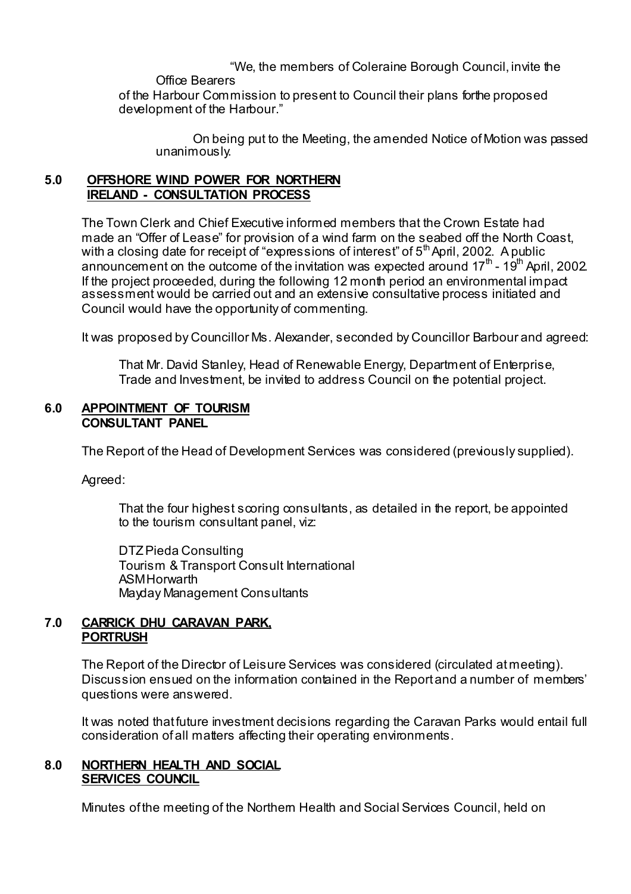"We, the members of Coleraine Borough Council, invite the Office Bearers of the Harbour Commission to present to Council their plans forthe proposed development of the Harbour."

On being put to the Meeting, the amended Notice of Motion was passed unanimously.

## 5.0 OFFSHORE WIND POWER FOR NORTHERN IRELAND - CONSULTATION PROCESS

The Town Clerk and Chief Executive informed members that the Crown Estate had made an "Offer of Lease" for provision of a wind farm on the seabed off the North Coast, with a closing date for receipt of "expressions of interest" of 5th April, 2002. A public announcement on the outcome of the invitation was expected around 17th - 19th April, 2002. If the project proceeded, during the following 12 month period an environmental impact assessment would be carried out and an extensive consultative process initiated and Council would have the opportunity of commenting.

It was proposed by Councillor Ms. Alexander, seconded by Councillor Barbour and agreed:

That Mr. David Stanley, Head of Renewable Energy, Department of Enterprise, Trade and Investment, be invited to address Council on the potential project.

## 6.0 APPOINTMENT OF TOURISM CONSULTANT PANEL

The Report of the Head of Development Services was considered (previously supplied).

Agreed:

That the four highest scoring consultants, as detailed in the report, be appointed to the tourism consultant panel, viz:

DTZ Pieda Consulting
Tourism & Transport Consult International
ASM Horwarth
Mayday Management Consultants

## 7.0 CARRICK DHU CARAVAN PARK, PORTRUSH

The Report of the Director of Leisure Services was considered (circulated at meeting). Discussion ensued on the information contained in the Report and a number of members' questions were answered.

It was noted that future investment decisions regarding the Caravan Parks would entail full consideration of all matters affecting their operating environments.

## 8.0 NORTHERN HEALTH AND SOCIAL SERVICES COUNCIL

Minutes of the meeting of the Northern Health and Social Services Council, held on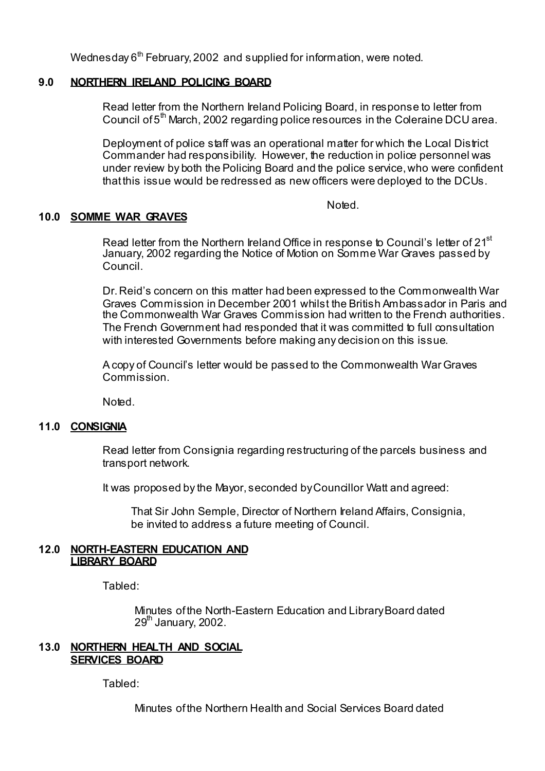Wednesday 6th February, 2002 and supplied for information, were noted.

## 9.0 NORTHERN IRELAND POLICING BOARD

Read letter from the Northern Ireland Policing Board, in response to letter from Council of 5th March, 2002 regarding police resources in the Coleraine DCU area.

Deployment of police staff was an operational matter for which the Local District Commander had responsibility. However, the reduction in police personnel was under review by both the Policing Board and the police service, who were confident that this issue would be redressed as new officers were deployed to the DCUs.

Noted.

## 10.0 SOMME WAR GRAVES

Read letter from the Northern Ireland Office in response to Council's letter of 21st January, 2002 regarding the Notice of Motion on Somme War Graves passed by Council.

Dr. Reid's concern on this matter had been expressed to the Commonwealth War Graves Commission in December 2001 whilst the British Ambassador in Paris and the Commonwealth War Graves Commission had written to the French authorities. The French Government had responded that it was committed to full consultation with interested Governments before making any decision on this issue.

A copy of Council's letter would be passed to the Commonwealth War Graves Commission.

Noted.

## 11.0 CONSIGNIA

Read letter from Consignia regarding restructuring of the parcels business and transport network.

It was proposed by the Mayor, seconded by Councillor Watt and agreed:

> That Sir John Semple, Director of Northern Ireland Affairs, Consignia, be invited to address a future meeting of Council.

## 12.0 NORTH-EASTERN EDUCATION AND LIBRARY BOARD

Tabled:

> Minutes of the North-Eastern Education and Library Board dated 29th January, 2002.

## 13.0 NORTHERN HEALTH AND SOCIAL SERVICES BOARD

Tabled:

> Minutes of the Northern Health and Social Services Board dated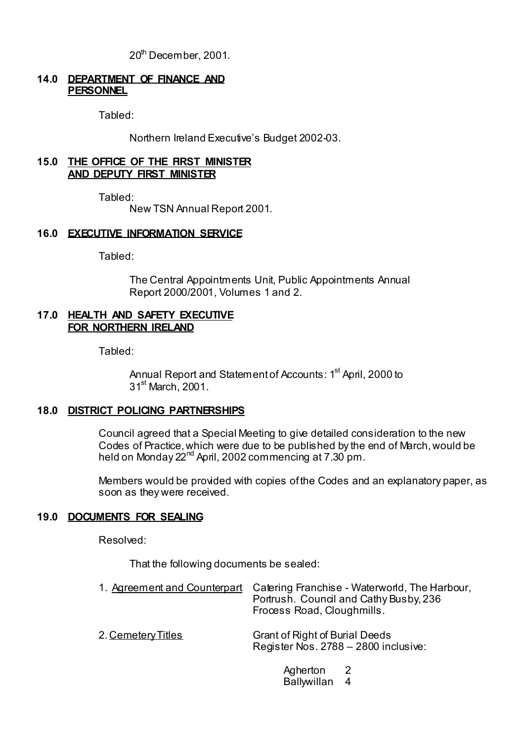20th December, 2001.

**14.0 DEPARTMENT OF FINANCE AND PERSONNEL**

Tabled:

Northern Ireland Executive's Budget 2002-03.

**15.0 THE OFFICE OF THE FIRST MINISTER AND DEPUTY FIRST MINISTER**

Tabled:

New TSN Annual Report 2001.

**16.0 EXECUTIVE INFORMATION SERVICE**

Tabled:

The Central Appointments Unit, Public Appointments Annual Report 2000/2001, Volumes 1 and 2.

**17.0 HEALTH AND SAFETY EXECUTIVE FOR NORTHERN IRELAND**

Tabled:

Annual Report and Statement of Accounts: 1st April, 2000 to 31st March, 2001.

**18.0 DISTRICT POLICING PARTNERSHIPS**

Council agreed that a Special Meeting to give detailed consideration to the new Codes of Practice, which were due to be published by the end of March, would be held on Monday 22nd April, 2002 commencing at 7.30 pm.

Members would be provided with copies of the Codes and an explanatory paper, as soon as they were received.

**19.0 DOCUMENTS FOR SEALING**

Resolved:

That the following documents be sealed:

1. Agreement and Counterpart — Catering Franchise - Waterworld, The Harbour, Portrush. Council and Cathy Busby, 236 Frocess Road, Cloughmills.

2. Cemetery Titles — Grant of Right of Burial Deeds Register Nos. 2788 – 2800 inclusive:

| | |
|---|---|
| Agherton | 2 |
| Ballywillan | 4 |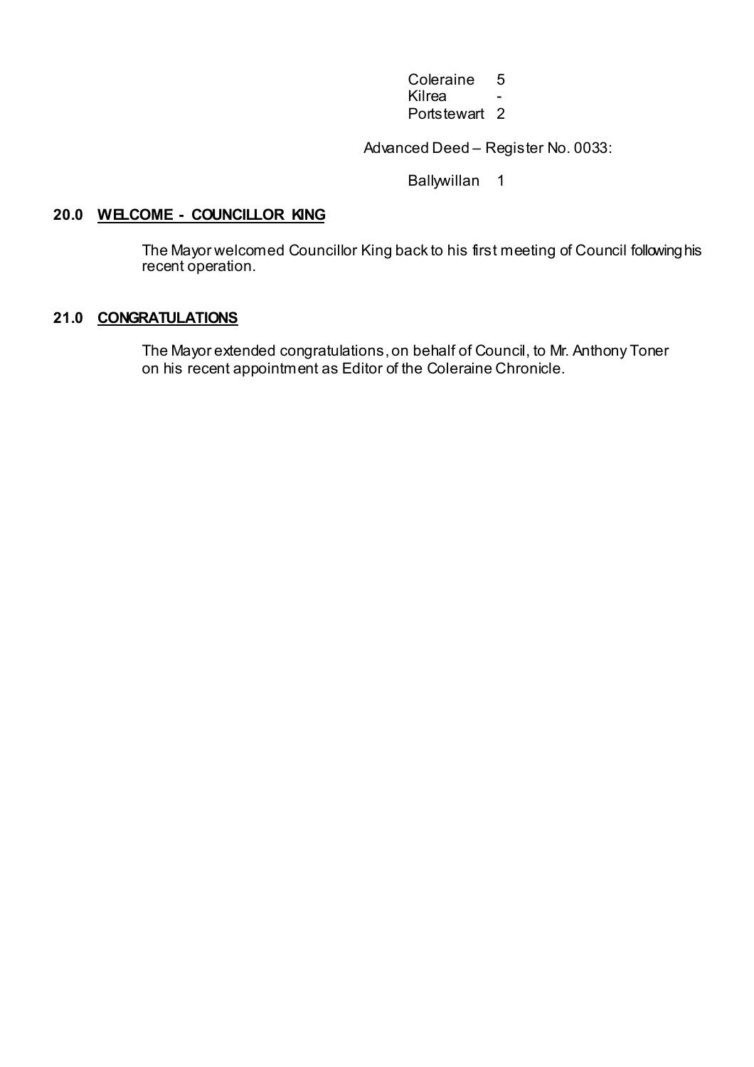| | |
|---|---|
| Coleraine | 5 |
| Kilrea | - |
| Portstewart | 2 |

Advanced Deed – Register No. 0033:

| | |
|---|---|
| Ballywillan | 1 |

## 20.0 WELCOME - COUNCILLOR KING

The Mayor welcomed Councillor King back to his first meeting of Council following his recent operation.

## 21.0 CONGRATULATIONS

The Mayor extended congratulations, on behalf of Council, to Mr. Anthony Toner on his recent appointment as Editor of the Coleraine Chronicle.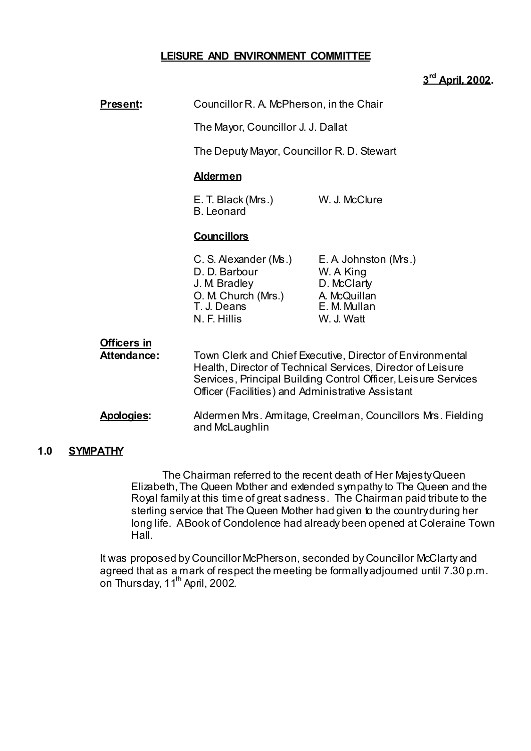**LEISURE AND ENVIRONMENT COMMITTEE**

**3rd April, 2002.**

**Present:** Councillor R. A. McPherson, in the Chair

The Mayor, Councillor J. J. Dallat

The Deputy Mayor, Councillor R. D. Stewart

**Aldermen**

| | |
|---|---|
| E. T. Black (Mrs.) | W. J. McClure |
| B. Leonard | |

**Councillors**

| | |
|---|---|
| C. S. Alexander (Ms.) | E. A. Johnston (Mrs.) |
| D. D. Barbour | W. A. King |
| J. M. Bradley | D. McClarty |
| O. M. Church (Mrs.) | A. McQuillan |
| T. J. Deans | E. M. Mullan |
| N. F. Hillis | W. J. Watt |

**Officers in Attendance:** Town Clerk and Chief Executive, Director of Environmental Health, Director of Technical Services, Director of Leisure Services, Principal Building Control Officer, Leisure Services Officer (Facilities) and Administrative Assistant

**Apologies:** Aldermen Mrs. Armitage, Creelman, Councillors Mrs. Fielding and McLaughlin

## 1.0 SYMPATHY

The Chairman referred to the recent death of Her Majesty Queen Elizabeth, The Queen Mother and extended sympathy to The Queen and the Royal family at this time of great sadness. The Chairman paid tribute to the sterling service that The Queen Mother had given to the country during her long life. A Book of Condolence had already been opened at Coleraine Town Hall.

It was proposed by Councillor McPherson, seconded by Councillor McClarty and agreed that as a mark of respect the meeting be formally adjourned until 7.30 p.m. on Thursday, 11th April, 2002.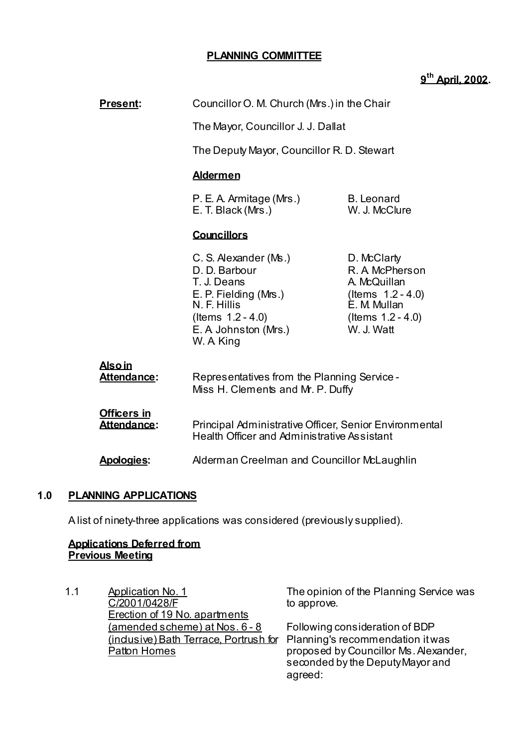**PLANNING COMMITTEE**

**9th April, 2002.**

**Present:** Councillor O. M. Church (Mrs.) in the Chair

The Mayor, Councillor J. J. Dallat

The Deputy Mayor, Councillor R. D. Stewart

**Aldermen**

P. E. A. Armitage (Mrs.)
E. T. Black (Mrs.)
B. Leonard
W. J. McClure

**Councillors**

C. S. Alexander (Ms.)
D. D. Barbour
T. J. Deans
E. P. Fielding (Mrs.)
N. F. Hillis (Items 1.2 - 4.0)
E. A Johnston (Mrs.)
W. A King
D. McClarty
R. A McPherson
A. McQuillan (Items 1.2 - 4.0)
E. M. Mullan (Items 1.2 - 4.0)
W. J. Watt

**Also in Attendance:** Representatives from the Planning Service - Miss H. Clements and Mr. P. Duffy

**Officers in Attendance:** Principal Administrative Officer, Senior Environmental Health Officer and Administrative Assistant

**Apologies:** Alderman Creelman and Councillor McLaughlin

## 1.0 PLANNING APPLICATIONS

A list of ninety-three applications was considered (previously supplied).

**Applications Deferred from Previous Meeting**

1.1 Application No. 1
C/2001/0428/F
Erection of 19 No. apartments (amended scheme) at Nos. 6 - 8 (inclusive) Bath Terrace, Portrush for Patton Homes

The opinion of the Planning Service was to approve.

Following consideration of BDP Planning's recommendation it was proposed by Councillor Ms. Alexander, seconded by the Deputy Mayor and agreed: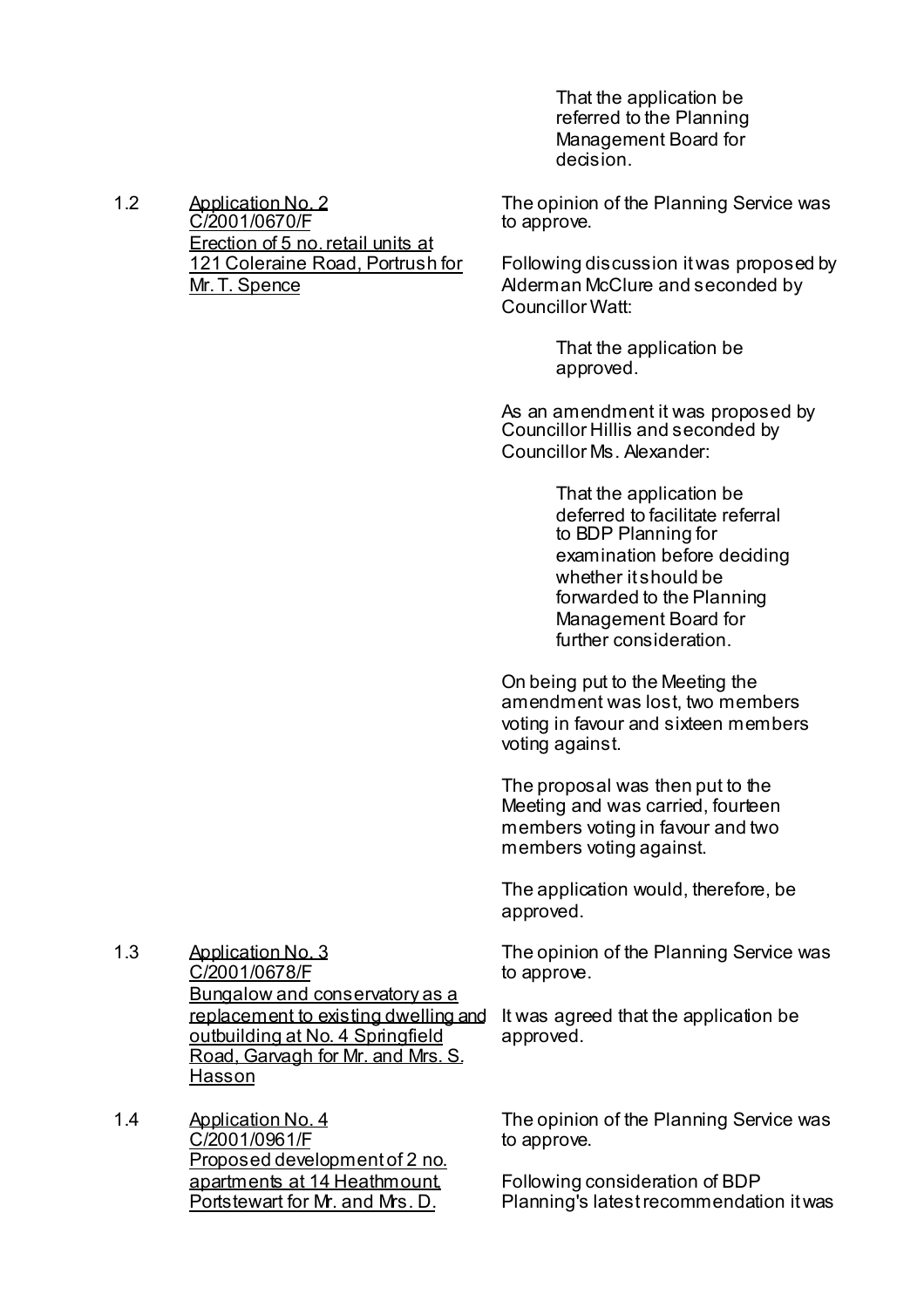That the application be referred to the Planning Management Board for decision.

1.2 Application No. 2
C/2001/0670/F
Erection of 5 no. retail units at 121 Coleraine Road, Portrush for Mr. T. Spence

The opinion of the Planning Service was to approve.

Following discussion it was proposed by Alderman McClure and seconded by Councillor Watt:

> That the application be approved.

As an amendment it was proposed by Councillor Hillis and seconded by Councillor Ms. Alexander:

> That the application be deferred to facilitate referral to BDP Planning for examination before deciding whether it should be forwarded to the Planning Management Board for further consideration.

On being put to the Meeting the amendment was lost, two members voting in favour and sixteen members voting against.

The proposal was then put to the Meeting and was carried, fourteen members voting in favour and two members voting against.

The application would, therefore, be approved.

1.3 Application No. 3
C/2001/0678/F
Bungalow and conservatory as a replacement to existing dwelling and outbuilding at No. 4 Springfield Road, Garvagh for Mr. and Mrs. S. Hasson

The opinion of the Planning Service was to approve.

It was agreed that the application be approved.

1.4 Application No. 4
C/2001/0961/F
Proposed development of 2 no. apartments at 14 Heathmount, Portstewart for Mr. and Mrs. D.

The opinion of the Planning Service was to approve.

Following consideration of BDP Planning's latest recommendation it was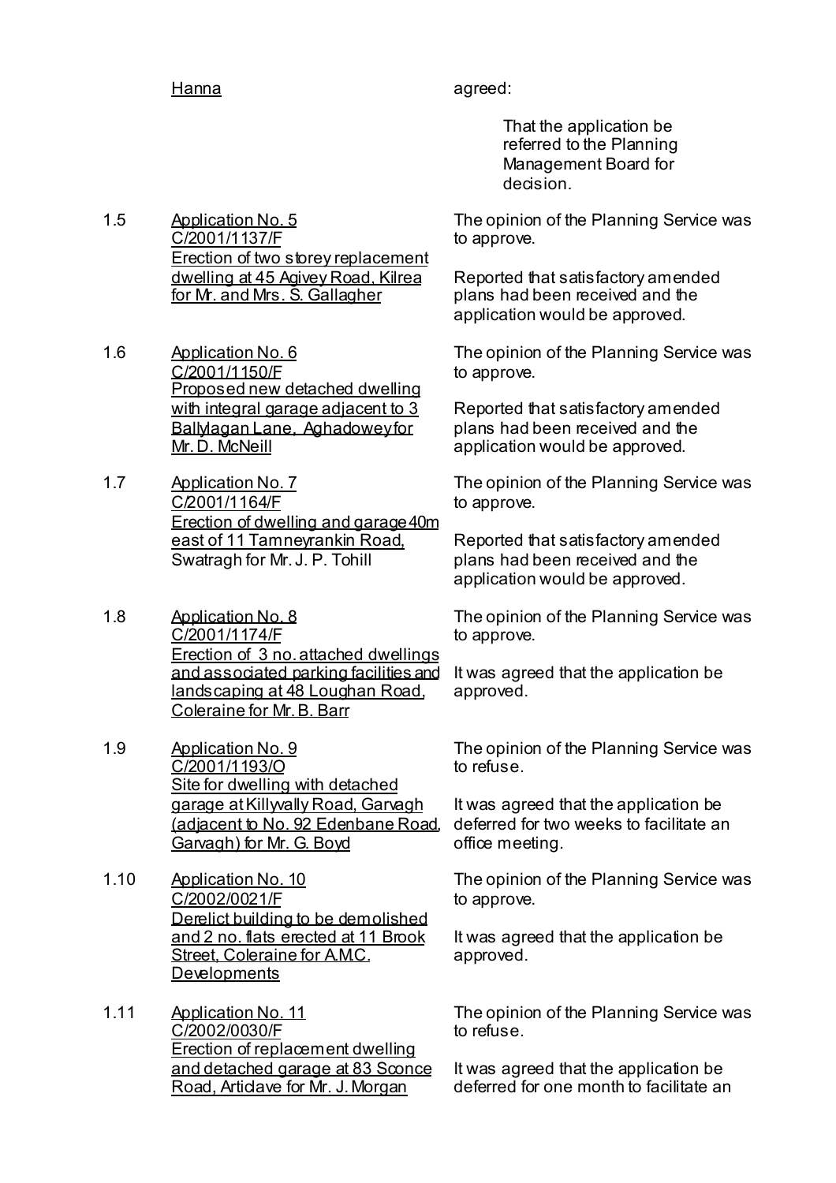Hanna agreed:

> That the application be referred to the Planning Management Board for decision.

1.5 Application No. 5
C/2001/1137/F
Erection of two storey replacement dwelling at 45 Agivey Road, Kilrea for Mr. and Mrs. S. Gallagher

The opinion of the Planning Service was to approve.

Reported that satisfactory amended plans had been received and the application would be approved.

1.6 Application No. 6
C/2001/1150/F
Proposed new detached dwelling with integral garage adjacent to 3 Ballylagan Lane, Aghadowey for Mr. D. McNeill

The opinion of the Planning Service was to approve.

Reported that satisfactory amended plans had been received and the application would be approved.

1.7 Application No. 7
C/2001/1164/F
Erection of dwelling and garage 40m east of 11 Tamneyrankin Road, Swatragh for Mr. J. P. Tohill

The opinion of the Planning Service was to approve.

Reported that satisfactory amended plans had been received and the application would be approved.

1.8 Application No. 8
C/2001/1174/F
Erection of 3 no. attached dwellings and associated parking facilities and landscaping at 48 Loughan Road, Coleraine for Mr. B. Barr

The opinion of the Planning Service was to approve.

It was agreed that the application be approved.

1.9 Application No. 9
C/2001/1193/O
Site for dwelling with detached garage at Killyvally Road, Garvagh (adjacent to No. 92 Edenbane Road, Garvagh) for Mr. G. Boyd

The opinion of the Planning Service was to refuse.

It was agreed that the application be deferred for two weeks to facilitate an office meeting.

1.10 Application No. 10
C/2002/0021/F
Derelict building to be demolished and 2 no. flats erected at 11 Brook Street, Coleraine for A.M.C. Developments

The opinion of the Planning Service was to approve.

It was agreed that the application be approved.

1.11 Application No. 11
C/2002/0030/F
Erection of replacement dwelling and detached garage at 83 Sconce Road, Articlave for Mr. J. Morgan

The opinion of the Planning Service was to refuse.

It was agreed that the application be deferred for one month to facilitate an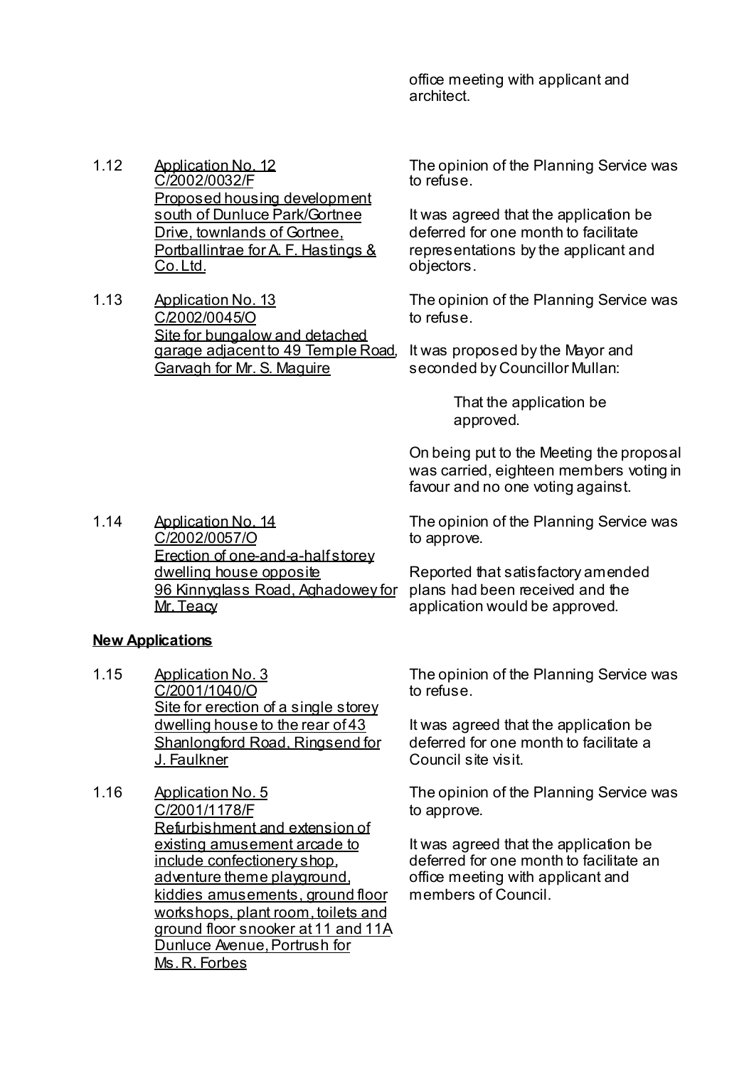office meeting with applicant and architect.

| | | |
|---|---|---|
| 1.12 | <u>Application No. 12 C/2002/0032/F Proposed housing development south of Dunluce Park/Gortnee Drive, townlands of Gortnee, Portballintrae for A. F. Hastings & Co. Ltd.</u> | The opinion of the Planning Service was to refuse.<br><br>It was agreed that the application be deferred for one month to facilitate representations by the applicant and objectors. |
| 1.13 | <u>Application No. 13 C/2002/0045/O Site for bungalow and detached garage adjacent to 49 Temple Road, Garvagh for Mr. S. Maguire</u> | The opinion of the Planning Service was to refuse.<br><br>It was proposed by the Mayor and seconded by Councillor Mullan:<br><br>That the application be approved.<br><br>On being put to the Meeting the proposal was carried, eighteen members voting in favour and no one voting against. |
| 1.14 | <u>Application No. 14 C/2002/0057/O Erection of one-and-a-half storey dwelling house opposite 96 Kinnyglass Road, Aghadowey for Mr. Teacy</u> | The opinion of the Planning Service was to approve.<br><br>Reported that satisfactory amended plans had been received and the application would be approved. |

**<u>New Applications</u>**

| | | |
|---|---|---|
| 1.15 | <u>Application No. 3 C/2001/1040/O Site for erection of a single storey dwelling house to the rear of 43 Shanlongford Road, Ringsend for J. Faulkner</u> | The opinion of the Planning Service was to refuse.<br><br>It was agreed that the application be deferred for one month to facilitate a Council site visit. |
| 1.16 | <u>Application No. 5 C/2001/1178/F Refurbishment and extension of existing amusement arcade to include confectionery shop, adventure theme playground, kiddies amusements, ground floor workshops, plant room, toilets and ground floor snooker at 11 and 11A Dunluce Avenue, Portrush for Ms. R. Forbes</u> | The opinion of the Planning Service was to approve.<br><br>It was agreed that the application be deferred for one month to facilitate an office meeting with applicant and members of Council. |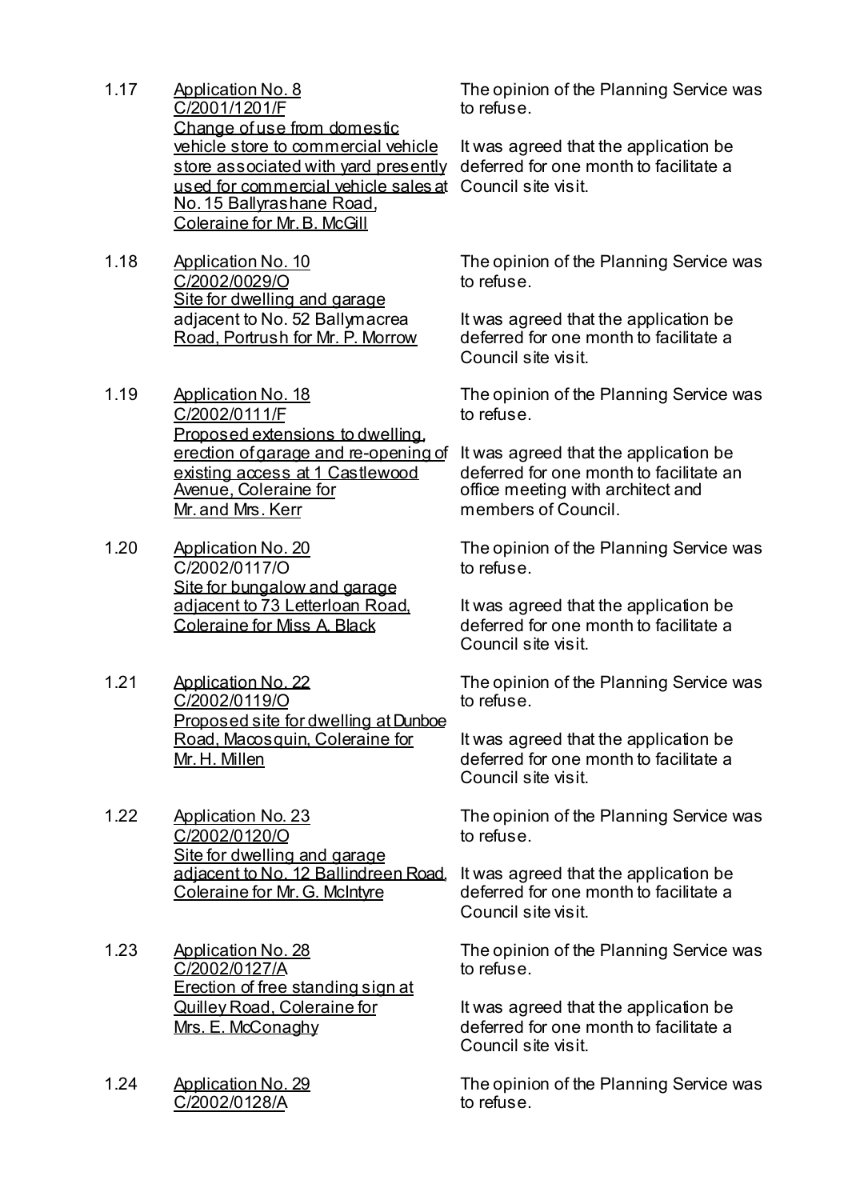1.17 Application No. 8
C/2001/1201/F
Change of use from domestic vehicle store to commercial vehicle store associated with yard presently used for commercial vehicle sales at No. 15 Ballyrashane Road, Coleraine for Mr. B. McGill

The opinion of the Planning Service was to refuse.

It was agreed that the application be deferred for one month to facilitate a Council site visit.

1.18 Application No. 10
C/2002/0029/O
Site for dwelling and garage adjacent to No. 52 Ballymacrea Road, Portrush for Mr. P. Morrow

The opinion of the Planning Service was to refuse.

It was agreed that the application be deferred for one month to facilitate a Council site visit.

1.19 Application No. 18
C/2002/0111/F
Proposed extensions to dwelling, erection of garage and re-opening of existing access at 1 Castlewood Avenue, Coleraine for Mr. and Mrs. Kerr

The opinion of the Planning Service was to refuse.

It was agreed that the application be deferred for one month to facilitate an office meeting with architect and members of Council.

1.20 Application No. 20
C/2002/0117/O
Site for bungalow and garage adjacent to 73 Letterloan Road, Coleraine for Miss A. Black

The opinion of the Planning Service was to refuse.

It was agreed that the application be deferred for one month to facilitate a Council site visit.

1.21 Application No. 22
C/2002/0119/O
Proposed site for dwelling at Dunboe Road, Macosquin, Coleraine for Mr. H. Millen

The opinion of the Planning Service was to refuse.

It was agreed that the application be deferred for one month to facilitate a Council site visit.

1.22 Application No. 23
C/2002/0120/O
Site for dwelling and garage adjacent to No. 12 Ballindreen Road, Coleraine for Mr. G. McIntyre

The opinion of the Planning Service was to refuse.

It was agreed that the application be deferred for one month to facilitate a Council site visit.

1.23 Application No. 28
C/2002/0127/A
Erection of free standing sign at Quilley Road, Coleraine for Mrs. E. McConaghy

The opinion of the Planning Service was to refuse.

It was agreed that the application be deferred for one month to facilitate a Council site visit.

1.24 Application No. 29
C/2002/0128/A

The opinion of the Planning Service was to refuse.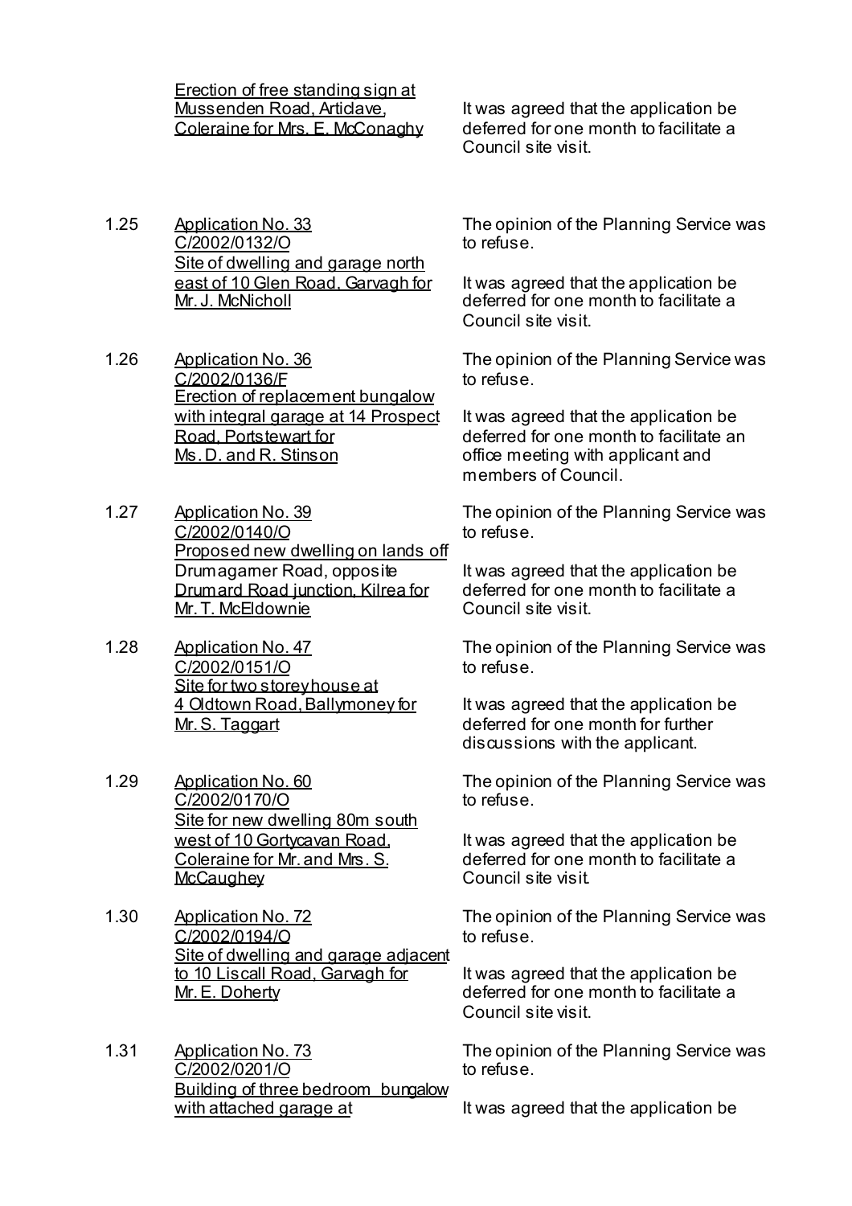Erection of free standing sign at Mussenden Road, Articlave, Coleraine for Mrs. E. McConaghy

It was agreed that the application be deferred for one month to facilitate a Council site visit.

1.25 Application No. 33
C/2002/0132/O
Site of dwelling and garage north east of 10 Glen Road, Garvagh for Mr. J. McNicholl

The opinion of the Planning Service was to refuse.

It was agreed that the application be deferred for one month to facilitate a Council site visit.

1.26 Application No. 36
C/2002/0136/F
Erection of replacement bungalow with integral garage at 14 Prospect Road, Portstewart for Ms. D. and R. Stinson

The opinion of the Planning Service was to refuse.

It was agreed that the application be deferred for one month to facilitate an office meeting with applicant and members of Council.

1.27 Application No. 39
C/2002/0140/O
Proposed new dwelling on lands off Drumagarner Road, opposite Drumard Road junction, Kilrea for Mr. T. McEldownie

The opinion of the Planning Service was to refuse.

It was agreed that the application be deferred for one month to facilitate a Council site visit.

1.28 Application No. 47
C/2002/0151/O
Site for two storey house at 4 Oldtown Road, Ballymoney for Mr. S. Taggart

The opinion of the Planning Service was to refuse.

It was agreed that the application be deferred for one month for further discussions with the applicant.

1.29 Application No. 60
C/2002/0170/O
Site for new dwelling 80m south west of 10 Gortycavan Road, Coleraine for Mr. and Mrs. S. McCaughey

The opinion of the Planning Service was to refuse.

It was agreed that the application be deferred for one month to facilitate a Council site visit.

1.30 Application No. 72
C/2002/0194/O
Site of dwelling and garage adjacent to 10 Liscall Road, Garvagh for Mr. E. Doherty

The opinion of the Planning Service was to refuse.

It was agreed that the application be deferred for one month to facilitate a Council site visit.

1.31 Application No. 73
C/2002/0201/O
Building of three bedroom bungalow with attached garage at

The opinion of the Planning Service was to refuse.

It was agreed that the application be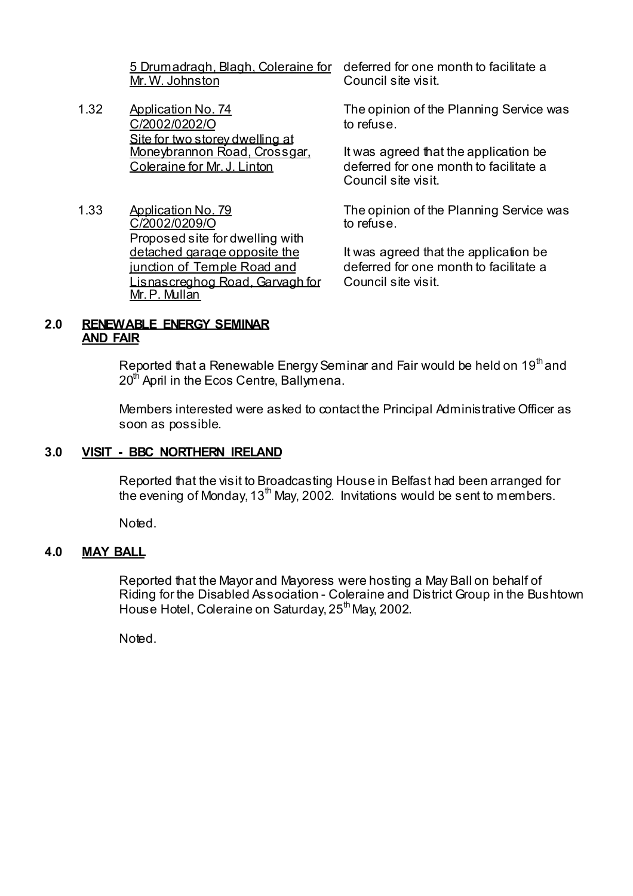| | | |
|---|---|---|
| | 5 Drumadragh, Blagh, Coleraine for Mr. W. Johnston | deferred for one month to facilitate a Council site visit. |
| 1.32 | Application No. 74<br>C/2002/0202/O<br>Site for two storey dwelling at Moneybrannon Road, Crossgar, Coleraine for Mr. J. Linton | The opinion of the Planning Service was to refuse.<br><br>It was agreed that the application be deferred for one month to facilitate a Council site visit. |
| 1.33 | Application No. 79<br>C/2002/0209/O<br>Proposed site for dwelling with detached garage opposite the junction of Temple Road and Lisnascreghog Road, Garvagh for Mr. P. Mullan | The opinion of the Planning Service was to refuse.<br><br>It was agreed that the application be deferred for one month to facilitate a Council site visit. |

**2.0 RENEWABLE ENERGY SEMINAR AND FAIR**

Reported that a Renewable Energy Seminar and Fair would be held on 19th and 20th April in the Ecos Centre, Ballymena.

Members interested were asked to contact the Principal Administrative Officer as soon as possible.

**3.0 VISIT - BBC NORTHERN IRELAND**

Reported that the visit to Broadcasting House in Belfast had been arranged for the evening of Monday, 13th May, 2002. Invitations would be sent to members.

Noted.

**4.0 MAY BALL**

Reported that the Mayor and Mayoress were hosting a May Ball on behalf of Riding for the Disabled Association - Coleraine and District Group in the Bushtown House Hotel, Coleraine on Saturday, 25th May, 2002.

Noted.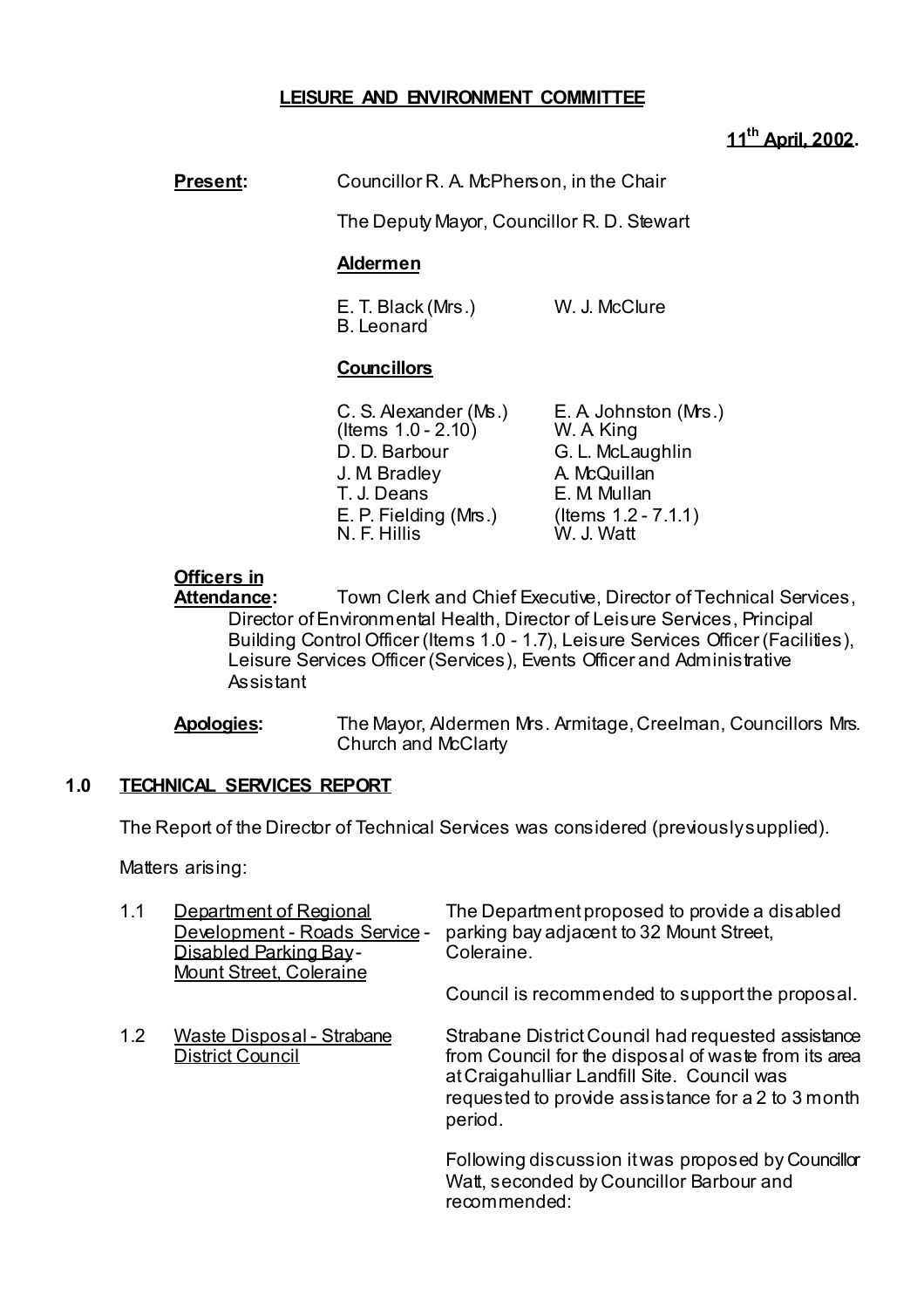**LEISURE AND ENVIRONMENT COMMITTEE**

**11th April, 2002.**

**Present:** Councillor R. A. McPherson, in the Chair

The Deputy Mayor, Councillor R. D. Stewart

**Aldermen**

E. T. Black (Mrs.)
B. Leonard
W. J. McClure

**Councillors**

C. S. Alexander (Ms.) (Items 1.0 - 2.10)
D. D. Barbour
J. M. Bradley
T. J. Deans
E. P. Fielding (Mrs.)
N. F. Hillis
E. A. Johnston (Mrs.)
W. A. King
G. L. McLaughlin
A. McQuillan
E. M. Mullan (Items 1.2 - 7.1.1)
W. J. Watt

**Officers in Attendance:** Town Clerk and Chief Executive, Director of Technical Services, Director of Environmental Health, Director of Leisure Services, Principal Building Control Officer (Items 1.0 - 1.7), Leisure Services Officer (Facilities), Leisure Services Officer (Services), Events Officer and Administrative Assistant

**Apologies:** The Mayor, Aldermen Mrs. Armitage, Creelman, Councillors Mrs. Church and McClarty

## 1.0 TECHNICAL SERVICES REPORT

The Report of the Director of Technical Services was considered (previously supplied).

Matters arising:

1.1 Department of Regional Development - Roads Service - Disabled Parking Bay - Mount Street, Coleraine

The Department proposed to provide a disabled parking bay adjacent to 32 Mount Street, Coleraine.

Council is recommended to support the proposal.

1.2 Waste Disposal - Strabane District Council

Strabane District Council had requested assistance from Council for the disposal of waste from its area at Craigahulliar Landfill Site. Council was requested to provide assistance for a 2 to 3 month period.

Following discussion it was proposed by Councillor Watt, seconded by Councillor Barbour and recommended: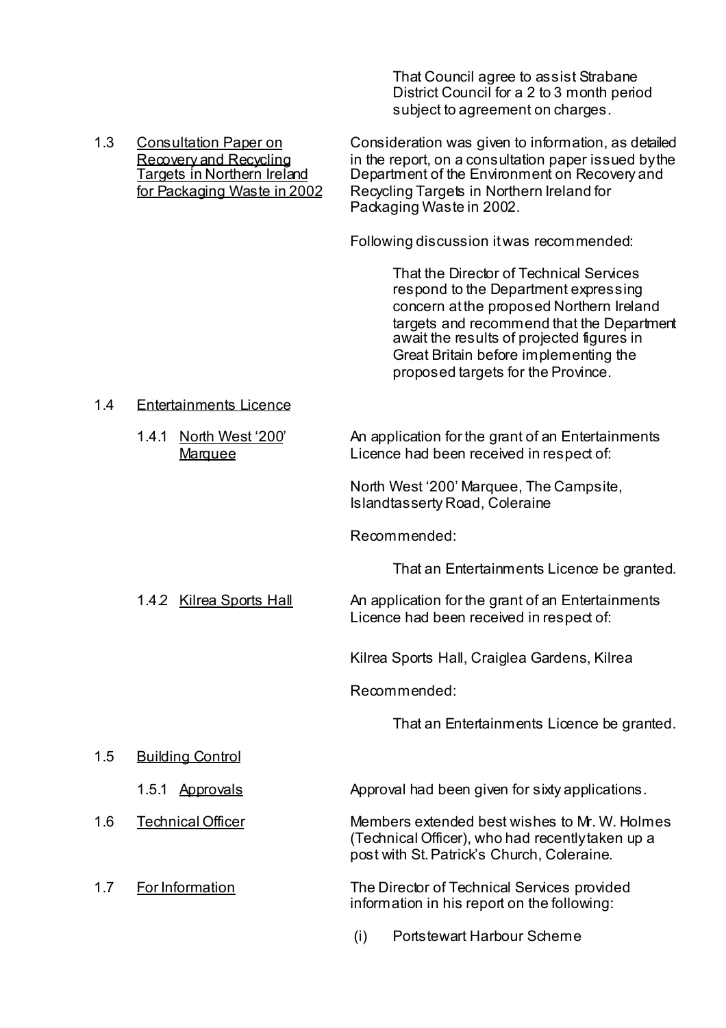That Council agree to assist Strabane District Council for a 2 to 3 month period subject to agreement on charges.

1.3 Consultation Paper on Recovery and Recycling Targets in Northern Ireland for Packaging Waste in 2002

Consideration was given to information, as detailed in the report, on a consultation paper issued by the Department of the Environment on Recovery and Recycling Targets in Northern Ireland for Packaging Waste in 2002.

Following discussion it was recommended:

> That the Director of Technical Services respond to the Department expressing concern at the proposed Northern Ireland targets and recommend that the Department await the results of projected figures in Great Britain before implementing the proposed targets for the Province.

1.4 Entertainments Licence

1.4.1 North West '200' Marquee

An application for the grant of an Entertainments Licence had been received in respect of:

North West '200' Marquee, The Campsite, Islandtasserty Road, Coleraine

Recommended:

> That an Entertainments Licence be granted.

1.4.2 Kilrea Sports Hall

An application for the grant of an Entertainments Licence had been received in respect of:

Kilrea Sports Hall, Craiglea Gardens, Kilrea

Recommended:

> That an Entertainments Licence be granted.

1.5 Building Control

1.5.1 Approvals

Approval had been given for sixty applications.

1.6 Technical Officer

Members extended best wishes to Mr. W. Holmes (Technical Officer), who had recently taken up a post with St. Patrick's Church, Coleraine.

1.7 For Information

The Director of Technical Services provided information in his report on the following:

(i) Portstewart Harbour Scheme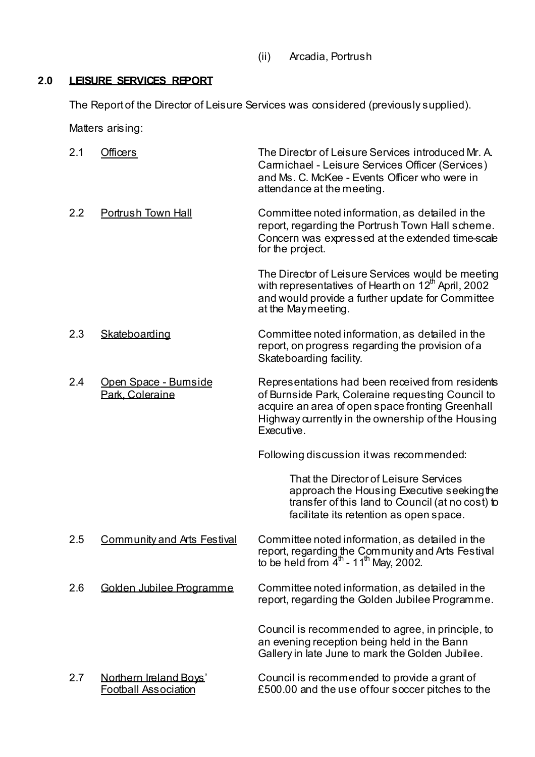(ii) Arcadia, Portrush

## 2.0 LEISURE SERVICES REPORT

The Report of the Director of Leisure Services was considered (previously supplied).

Matters arising:

2.1 Officers

The Director of Leisure Services introduced Mr. A. Carmichael - Leisure Services Officer (Services) and Ms. C. McKee - Events Officer who were in attendance at the meeting.

2.2 Portrush Town Hall

Committee noted information, as detailed in the report, regarding the Portrush Town Hall scheme. Concern was expressed at the extended time-scale for the project.

The Director of Leisure Services would be meeting with representatives of Hearth on 12th April, 2002 and would provide a further update for Committee at the May meeting.

2.3 Skateboarding

Committee noted information, as detailed in the report, on progress regarding the provision of a Skateboarding facility.

2.4 Open Space - Burnside Park, Coleraine

Representations had been received from residents of Burnside Park, Coleraine requesting Council to acquire an area of open space fronting Greenhall Highway currently in the ownership of the Housing Executive.

Following discussion it was recommended:

> That the Director of Leisure Services approach the Housing Executive seeking the transfer of this land to Council (at no cost) to facilitate its retention as open space.

2.5 Community and Arts Festival

Committee noted information, as detailed in the report, regarding the Community and Arts Festival to be held from 4th - 11th May, 2002.

2.6 Golden Jubilee Programme

Committee noted information, as detailed in the report, regarding the Golden Jubilee Programme.

Council is recommended to agree, in principle, to an evening reception being held in the Bann Gallery in late June to mark the Golden Jubilee.

2.7 Northern Ireland Boys' Football Association

Council is recommended to provide a grant of £500.00 and the use of four soccer pitches to the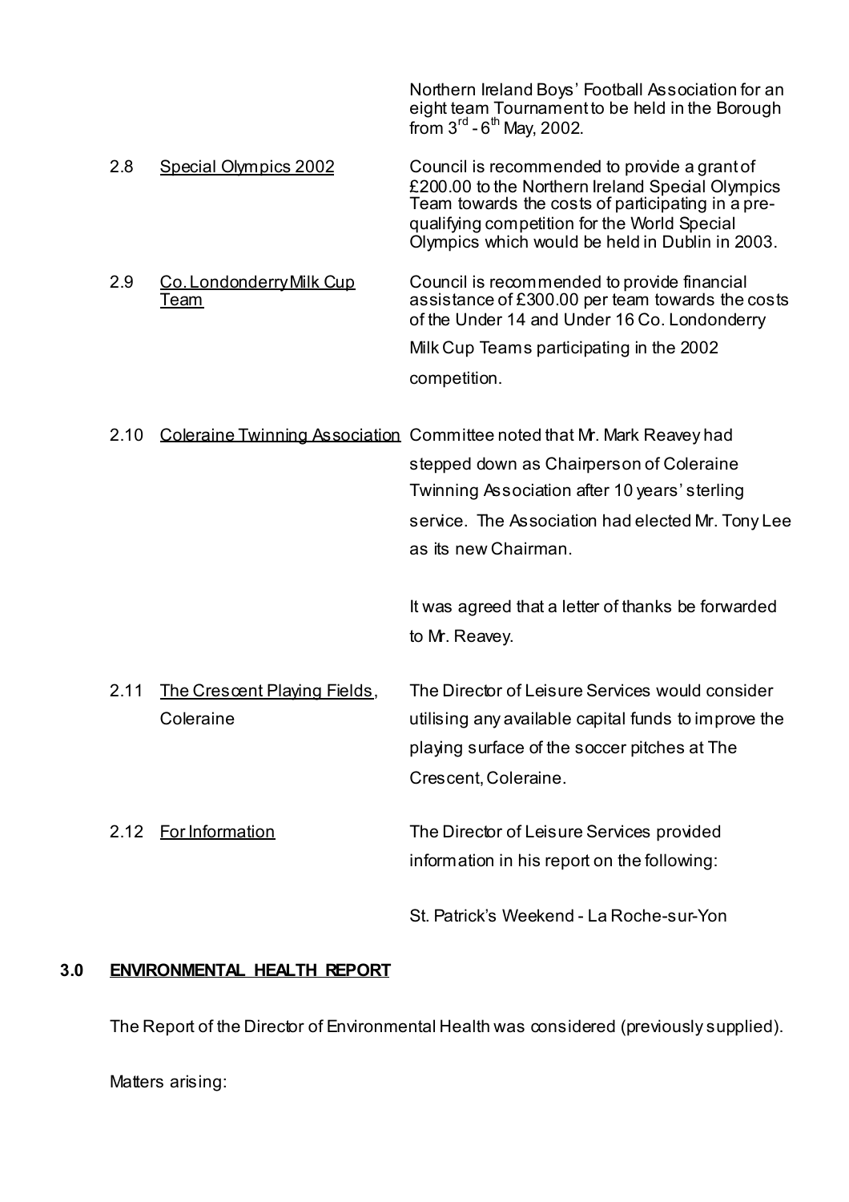Northern Ireland Boys' Football Association for an eight team Tournament to be held in the Borough from 3rd - 6th May, 2002.

2.8 Special Olympics 2002

Council is recommended to provide a grant of £200.00 to the Northern Ireland Special Olympics Team towards the costs of participating in a pre-qualifying competition for the World Special Olympics which would be held in Dublin in 2003.

2.9 Co. Londonderry Milk Cup Team

Council is recommended to provide financial assistance of £300.00 per team towards the costs of the Under 14 and Under 16 Co. Londonderry Milk Cup Teams participating in the 2002 competition.

2.10 Coleraine Twinning Association

Committee noted that Mr. Mark Reavey had stepped down as Chairperson of Coleraine Twinning Association after 10 years' sterling service. The Association had elected Mr. Tony Lee as its new Chairman.

It was agreed that a letter of thanks be forwarded to Mr. Reavey.

2.11 The Crescent Playing Fields, Coleraine

The Director of Leisure Services would consider utilising any available capital funds to improve the playing surface of the soccer pitches at The Crescent, Coleraine.

2.12 For Information

The Director of Leisure Services provided information in his report on the following:

St. Patrick's Weekend - La Roche-sur-Yon

**3.0 ENVIRONMENTAL HEALTH REPORT**

The Report of the Director of Environmental Health was considered (previously supplied).

Matters arising: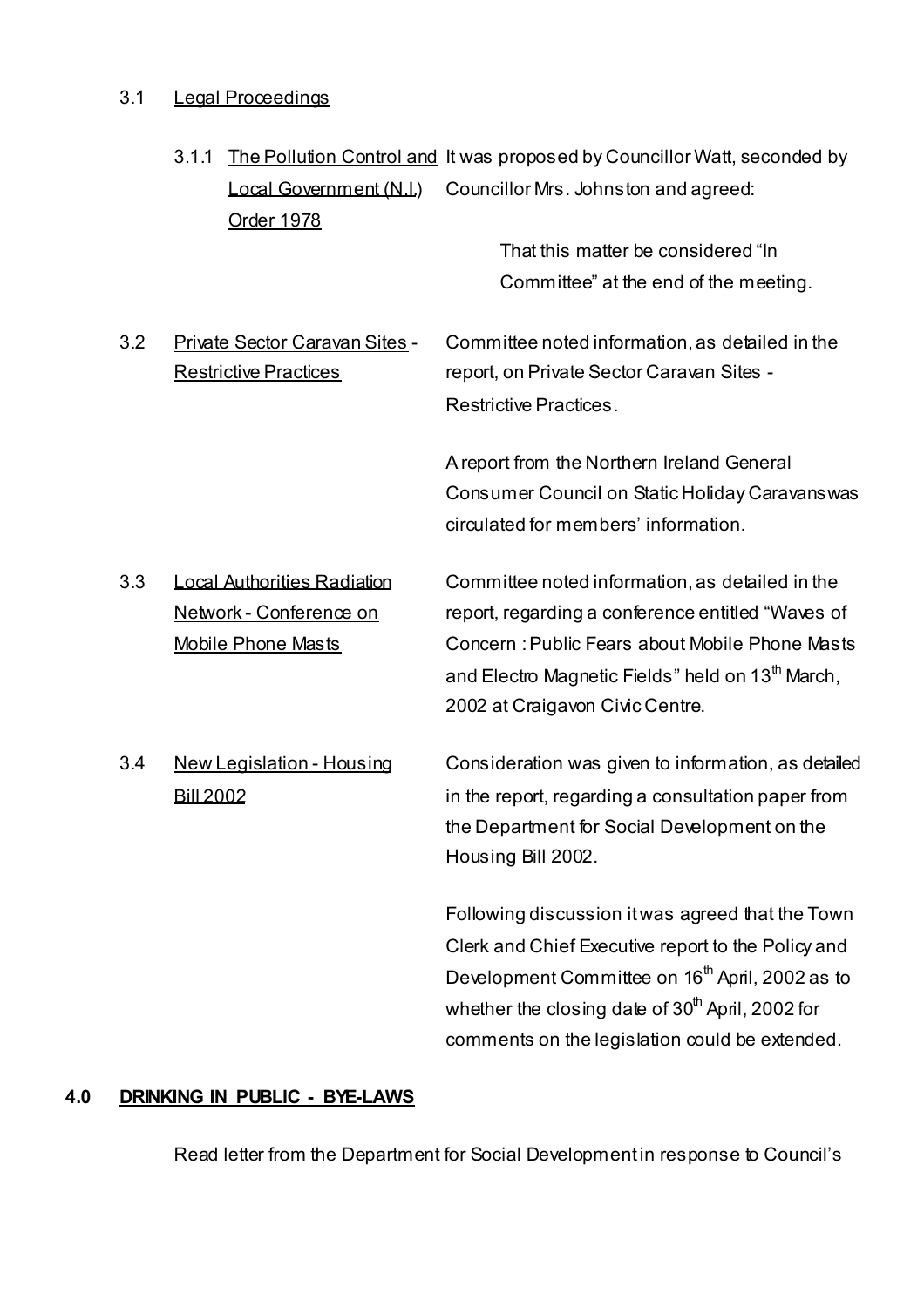3.1 <u>Legal Proceedings</u>

| | | |
|---|---|---|
| 3.1.1 | <u>The Pollution Control and Local Government (N.I.) Order 1978</u> | It was proposed by Councillor Watt, seconded by Councillor Mrs. Johnston and agreed:<br><br>That this matter be considered "In Committee" at the end of the meeting. |
| 3.2 | <u>Private Sector Caravan Sites - Restrictive Practices</u> | Committee noted information, as detailed in the report, on Private Sector Caravan Sites - Restrictive Practices.<br><br>A report from the Northern Ireland General Consumer Council on Static Holiday Caravans was circulated for members' information. |
| 3.3 | <u>Local Authorities Radiation Network - Conference on Mobile Phone Masts</u> | Committee noted information, as detailed in the report, regarding a conference entitled "Waves of Concern : Public Fears about Mobile Phone Masts and Electro Magnetic Fields" held on 13th March, 2002 at Craigavon Civic Centre. |
| 3.4 | <u>New Legislation - Housing Bill 2002</u> | Consideration was given to information, as detailed in the report, regarding a consultation paper from the Department for Social Development on the Housing Bill 2002.<br><br>Following discussion it was agreed that the Town Clerk and Chief Executive report to the Policy and Development Committee on 16th April, 2002 as to whether the closing date of 30th April, 2002 for comments on the legislation could be extended. |

**4.0 <u>DRINKING IN PUBLIC - BYE-LAWS</u>**

Read letter from the Department for Social Development in response to Council's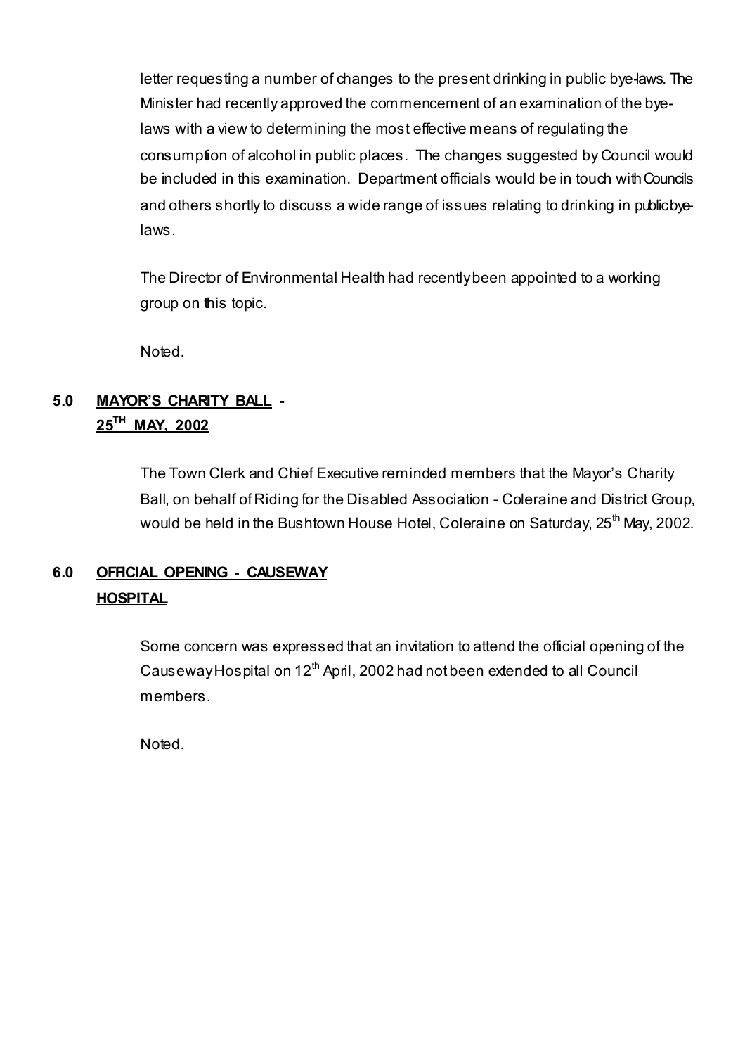letter requesting a number of changes to the present drinking in public bye-laws. The Minister had recently approved the commencement of an examination of the bye-laws with a view to determining the most effective means of regulating the consumption of alcohol in public places. The changes suggested by Council would be included in this examination. Department officials would be in touch with Councils and others shortly to discuss a wide range of issues relating to drinking in public bye-laws.

The Director of Environmental Health had recently been appointed to a working group on this topic.

Noted.

## 5.0 MAYOR'S CHARITY BALL - 25TH MAY, 2002

The Town Clerk and Chief Executive reminded members that the Mayor's Charity Ball, on behalf of Riding for the Disabled Association - Coleraine and District Group, would be held in the Bushtown House Hotel, Coleraine on Saturday, 25th May, 2002.

## 6.0 OFFICIAL OPENING - CAUSEWAY HOSPITAL

Some concern was expressed that an invitation to attend the official opening of the Causeway Hospital on 12th April, 2002 had not been extended to all Council members.

Noted.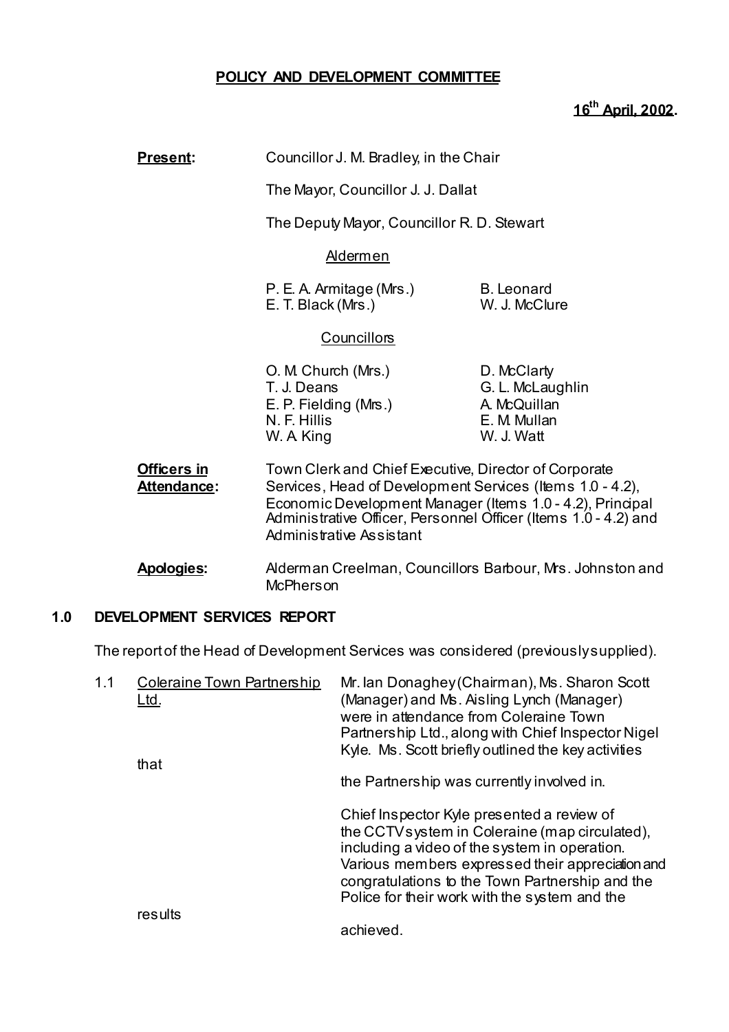**POLICY AND DEVELOPMENT COMMITTEE**

**16th April, 2002.**

**Present:** Councillor J. M. Bradley, in the Chair

The Mayor, Councillor J. J. Dallat

The Deputy Mayor, Councillor R. D. Stewart

Aldermen

P. E. A. Armitage (Mrs.) B. Leonard
E. T. Black (Mrs.) W. J. McClure

Councillors

O. M. Church (Mrs.) D. McClarty
T. J. Deans G. L. McLaughlin
E. P. Fielding (Mrs.) A. McQuillan
N. F. Hillis E. M. Mullan
W. A King W. J. Watt

**Officers in Attendance:** Town Clerk and Chief Executive, Director of Corporate Services, Head of Development Services (Items 1.0 - 4.2), Economic Development Manager (Items 1.0 - 4.2), Principal Administrative Officer, Personnel Officer (Items 1.0 - 4.2) and Administrative Assistant

**Apologies:** Alderman Creelman, Councillors Barbour, Mrs. Johnston and McPherson

## 1.0 DEVELOPMENT SERVICES REPORT

The report of the Head of Development Services was considered (previously supplied).

1.1 Coleraine Town Partnership Ltd.

Mr. Ian Donaghey (Chairman), Ms. Sharon Scott (Manager) and Ms. Aisling Lynch (Manager) were in attendance from Coleraine Town Partnership Ltd., along with Chief Inspector Nigel Kyle. Ms. Scott briefly outlined the key activities that the Partnership was currently involved in.

Chief Inspector Kyle presented a review of the CCTV system in Coleraine (map circulated), including a video of the system in operation. Various members expressed their appreciation and congratulations to the Town Partnership and the Police for their work with the system and the results achieved.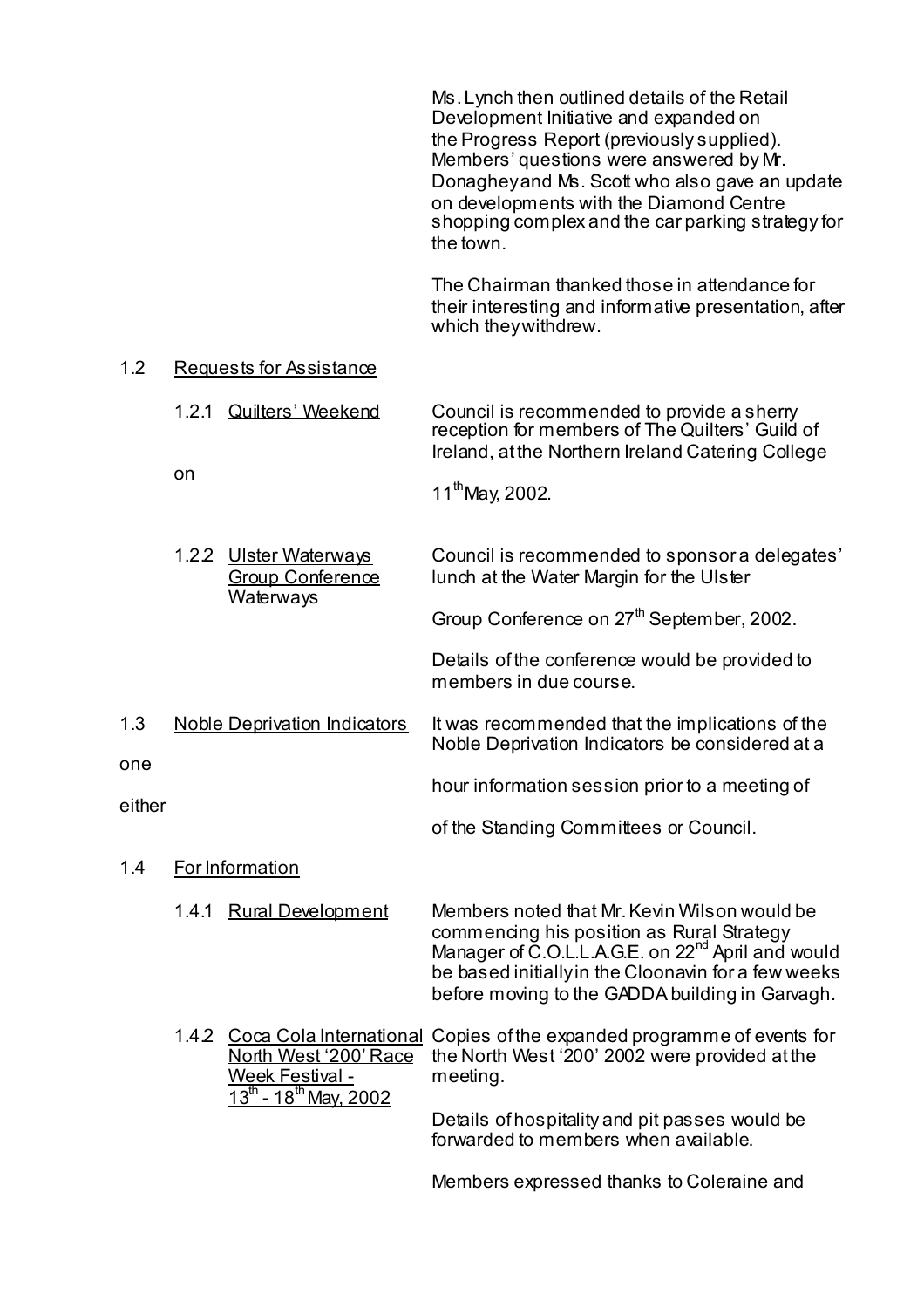Ms. Lynch then outlined details of the Retail Development Initiative and expanded on the Progress Report (previously supplied). Members' questions were answered by Mr. Donaghey and Ms. Scott who also gave an update on developments with the Diamond Centre shopping complex and the car parking strategy for the town.

The Chairman thanked those in attendance for their interesting and informative presentation, after which they withdrew.

1.2 Requests for Assistance

1.2.1 Quilters' Weekend — Council is recommended to provide a sherry reception for members of The Quilters' Guild of Ireland, at the Northern Ireland Catering College on 11th May, 2002.

1.2.2 Ulster Waterways Group Conference — Council is recommended to sponsor a delegates' lunch at the Water Margin for the Ulster Waterways Group Conference on 27th September, 2002.

Details of the conference would be provided to members in due course.

1.3 Noble Deprivation Indicators — It was recommended that the implications of the Noble Deprivation Indicators be considered at a one hour information session prior to a meeting of either of the Standing Committees or Council.

1.4 For Information

1.4.1 Rural Development — Members noted that Mr. Kevin Wilson would be commencing his position as Rural Strategy Manager of C.O.L.L.A.G.E. on 22nd April and would be based initially in the Cloonavin for a few weeks before moving to the GADDA building in Garvagh.

1.4.2 Coca Cola International North West '200' Race Week Festival - 13th - 18th May, 2002 — Copies of the expanded programme of events for the North West '200' 2002 were provided at the meeting.

Details of hospitality and pit passes would be forwarded to members when available.

Members expressed thanks to Coleraine and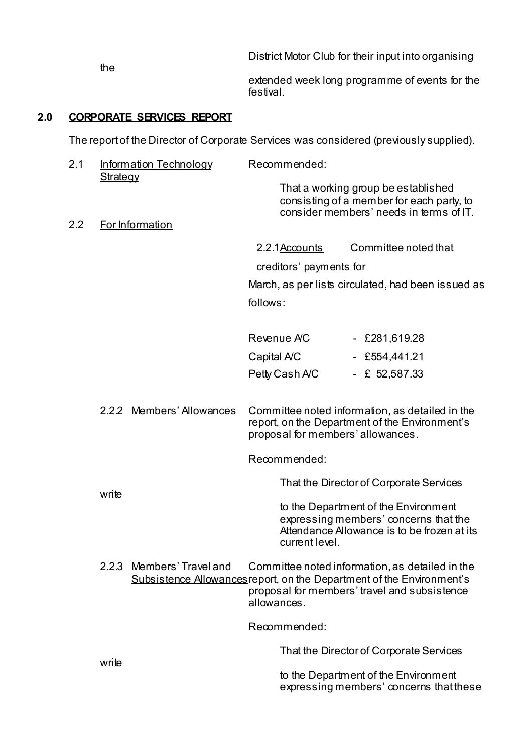District Motor Club for their input into organising the extended week long programme of events for the festival.

## 2.0 CORPORATE SERVICES REPORT

The report of the Director of Corporate Services was considered (previously supplied).

2.1 Information Technology Strategy

Recommended:

That a working group be established consisting of a member for each party, to consider members' needs in terms of IT.

2.2 For Information

2.2.1 Accounts

Committee noted that creditors' payments for March, as per lists circulated, had been issued as follows:

| | |
|---|---|
| Revenue A/C | - £281,619.28 |
| Capital A/C | - £554,441.21 |
| Petty Cash A/C | - £ 52,587.33 |

2.2.2 Members' Allowances

Committee noted information, as detailed in the report, on the Department of the Environment's proposal for members' allowances.

Recommended:

That the Director of Corporate Services write to the Department of the Environment expressing members' concerns that the Attendance Allowance is to be frozen at its current level.

2.2.3 Members' Travel and Subsistence Allowances

Committee noted information, as detailed in the report, on the Department of the Environment's proposal for members' travel and subsistence allowances.

Recommended:

That the Director of Corporate Services write to the Department of the Environment expressing members' concerns that these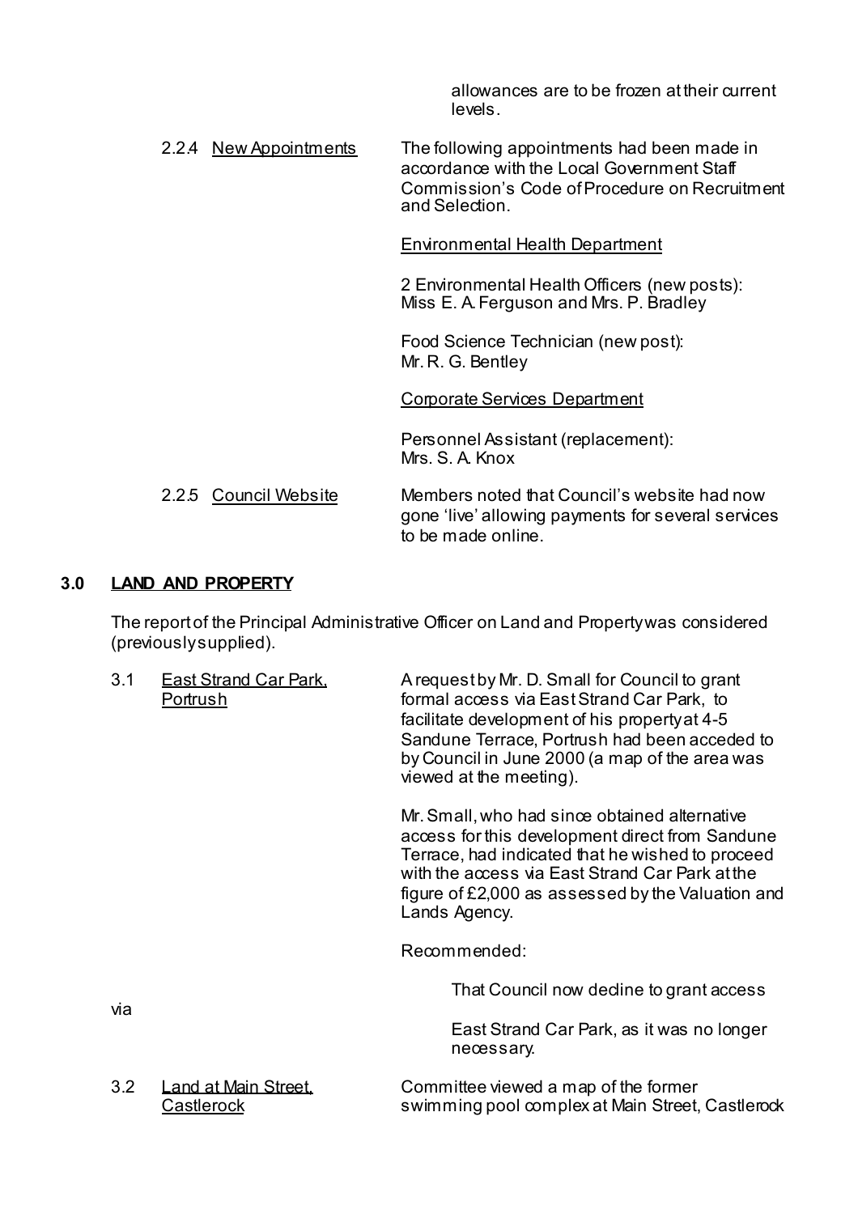allowances are to be frozen at their current levels.

2.2.4 New Appointments

The following appointments had been made in accordance with the Local Government Staff Commission's Code of Procedure on Recruitment and Selection.

Environmental Health Department

2 Environmental Health Officers (new posts): Miss E. A. Ferguson and Mrs. P. Bradley

Food Science Technician (new post): Mr. R. G. Bentley

Corporate Services Department

Personnel Assistant (replacement): Mrs. S. A. Knox

2.2.5 Council Website

Members noted that Council's website had now gone 'live' allowing payments for several services to be made online.

## 3.0 LAND AND PROPERTY

The report of the Principal Administrative Officer on Land and Property was considered (previously supplied).

3.1 East Strand Car Park, Portrush

A request by Mr. D. Small for Council to grant formal access via East Strand Car Park, to facilitate development of his property at 4-5 Sandune Terrace, Portrush had been acceded to by Council in June 2000 (a map of the area was viewed at the meeting).

Mr. Small, who had since obtained alternative access for this development direct from Sandune Terrace, had indicated that he wished to proceed with the access via East Strand Car Park at the figure of £2,000 as assessed by the Valuation and Lands Agency.

Recommended:

That Council now decline to grant access via East Strand Car Park, as it was no longer necessary.

3.2 Land at Main Street, Castlerock

Committee viewed a map of the former swimming pool complex at Main Street, Castlerock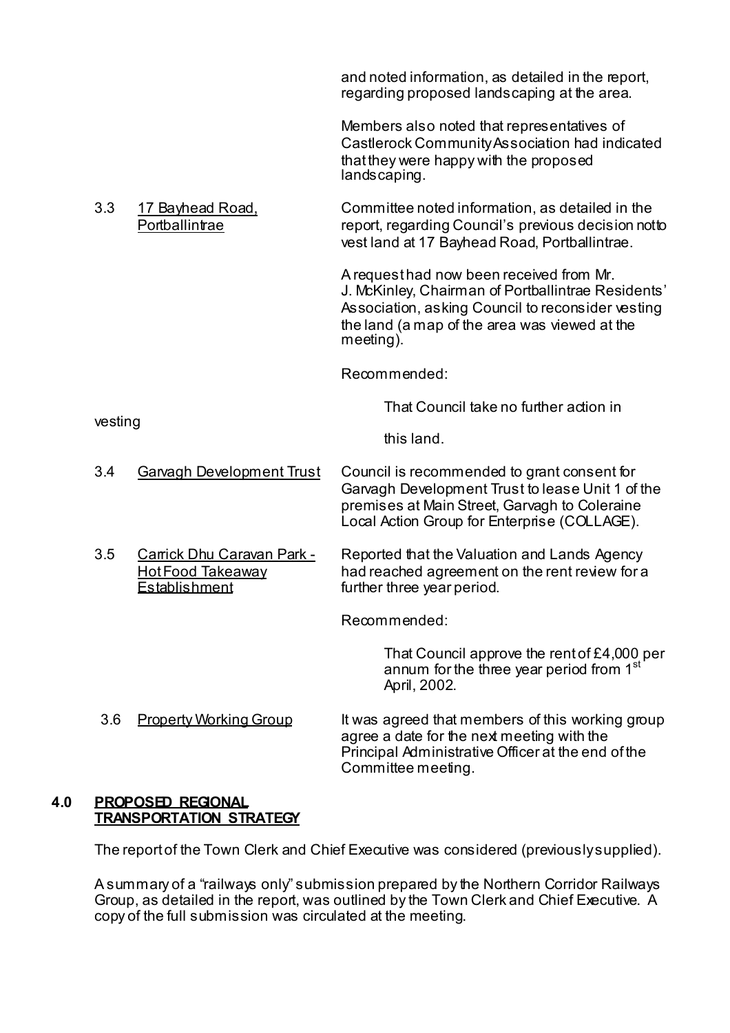and noted information, as detailed in the report, regarding proposed landscaping at the area.

Members also noted that representatives of Castlerock Community Association had indicated that they were happy with the proposed landscaping.

3.3 17 Bayhead Road, Portballintrae

Committee noted information, as detailed in the report, regarding Council's previous decision not to vest land at 17 Bayhead Road, Portballintrae.

A request had now been received from Mr. J. McKinley, Chairman of Portballintrae Residents' Association, asking Council to reconsider vesting the land (a map of the area was viewed at the meeting).

Recommended:

That Council take no further action in vesting this land.

3.4 Garvagh Development Trust

Council is recommended to grant consent for Garvagh Development Trust to lease Unit 1 of the premises at Main Street, Garvagh to Coleraine Local Action Group for Enterprise (COLLAGE).

3.5 Carrick Dhu Caravan Park - Hot Food Takeaway Establishment

Reported that the Valuation and Lands Agency had reached agreement on the rent review for a further three year period.

Recommended:

That Council approve the rent of £4,000 per annum for the three year period from 1st April, 2002.

3.6 Property Working Group

It was agreed that members of this working group agree a date for the next meeting with the Principal Administrative Officer at the end of the Committee meeting.

## 4.0 PROPOSED REGIONAL TRANSPORTATION STRATEGY

The report of the Town Clerk and Chief Executive was considered (previously supplied).

A summary of a "railways only" submission prepared by the Northern Corridor Railways Group, as detailed in the report, was outlined by the Town Clerk and Chief Executive. A copy of the full submission was circulated at the meeting.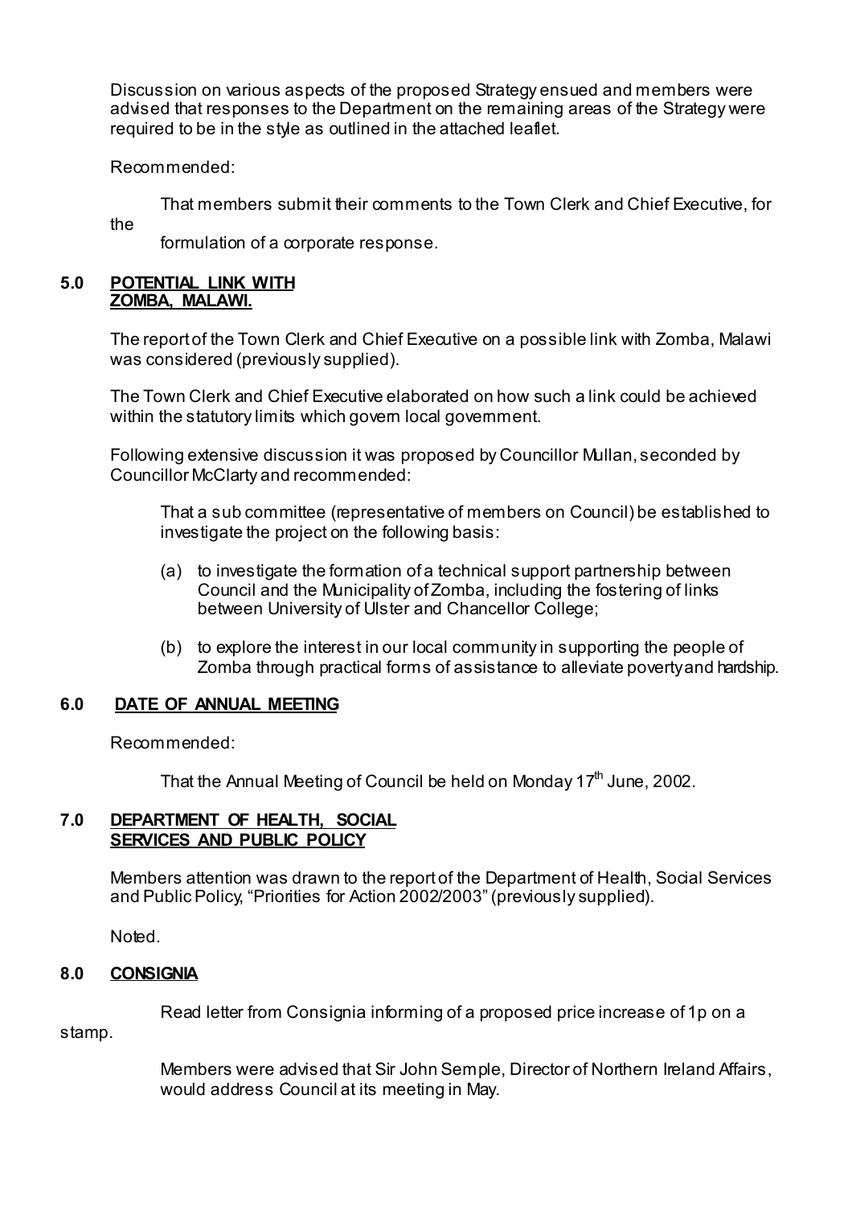Discussion on various aspects of the proposed Strategy ensued and members were advised that responses to the Department on the remaining areas of the Strategy were required to be in the style as outlined in the attached leaflet.

Recommended:

> That members submit their comments to the Town Clerk and Chief Executive, for the formulation of a corporate response.

## 5.0 POTENTIAL LINK WITH ZOMBA, MALAWI.

The report of the Town Clerk and Chief Executive on a possible link with Zomba, Malawi was considered (previously supplied).

The Town Clerk and Chief Executive elaborated on how such a link could be achieved within the statutory limits which govern local government.

Following extensive discussion it was proposed by Councillor Mullan, seconded by Councillor McClarty and recommended:

> That a sub committee (representative of members on Council) be established to investigate the project on the following basis:
>
> (a) to investigate the formation of a technical support partnership between Council and the Municipality of Zomba, including the fostering of links between University of Ulster and Chancellor College;
>
> (b) to explore the interest in our local community in supporting the people of Zomba through practical forms of assistance to alleviate poverty and hardship.

## 6.0 DATE OF ANNUAL MEETING

Recommended:

> That the Annual Meeting of Council be held on Monday 17th June, 2002.

## 7.0 DEPARTMENT OF HEALTH, SOCIAL SERVICES AND PUBLIC POLICY

Members attention was drawn to the report of the Department of Health, Social Services and Public Policy, "Priorities for Action 2002/2003" (previously supplied).

Noted.

## 8.0 CONSIGNIA

Read letter from Consignia informing of a proposed price increase of 1p on a stamp.

Members were advised that Sir John Semple, Director of Northern Ireland Affairs, would address Council at its meeting in May.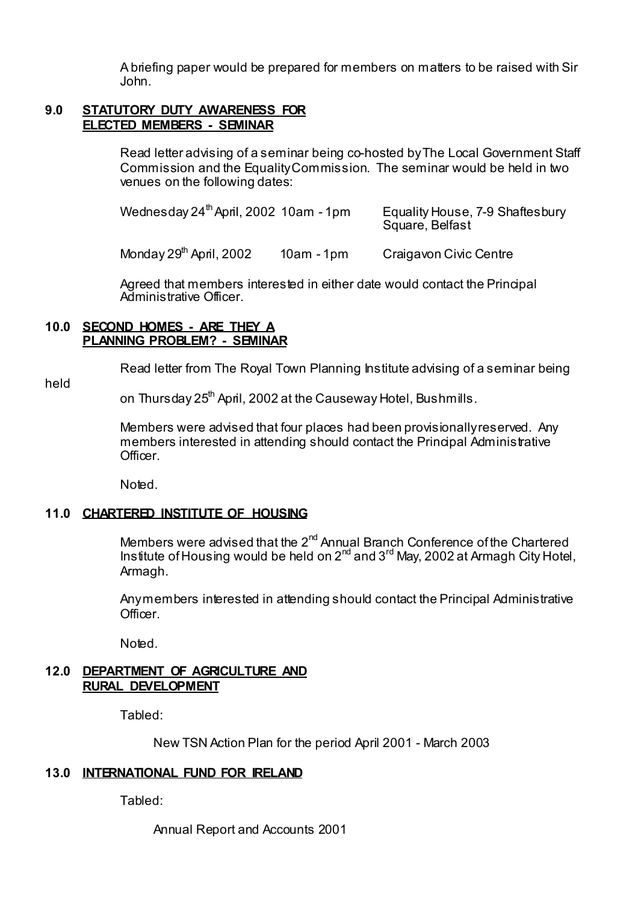A briefing paper would be prepared for members on matters to be raised with Sir John.

**9.0 STATUTORY DUTY AWARENESS FOR ELECTED MEMBERS - SEMINAR**

Read letter advising of a seminar being co-hosted by The Local Government Staff Commission and the Equality Commission. The seminar would be held in two venues on the following dates:

| | | |
|---|---|---|
| Wednesday 24th April, 2002 | 10am - 1pm | Equality House, 7-9 Shaftesbury Square, Belfast |
| Monday 29th April, 2002 | 10am - 1pm | Craigavon Civic Centre |

Agreed that members interested in either date would contact the Principal Administrative Officer.

**10.0 SECOND HOMES - ARE THEY A PLANNING PROBLEM? - SEMINAR**

Read letter from The Royal Town Planning Institute advising of a seminar being held on Thursday 25th April, 2002 at the Causeway Hotel, Bushmills.

Members were advised that four places had been provisionally reserved. Any members interested in attending should contact the Principal Administrative Officer.

Noted.

**11.0 CHARTERED INSTITUTE OF HOUSING**

Members were advised that the 2nd Annual Branch Conference of the Chartered Institute of Housing would be held on 2nd and 3rd May, 2002 at Armagh City Hotel, Armagh.

Any members interested in attending should contact the Principal Administrative Officer.

Noted.

**12.0 DEPARTMENT OF AGRICULTURE AND RURAL DEVELOPMENT**

Tabled:

New TSN Action Plan for the period April 2001 - March 2003

**13.0 INTERNATIONAL FUND FOR IRELAND**

Tabled:

Annual Report and Accounts 2001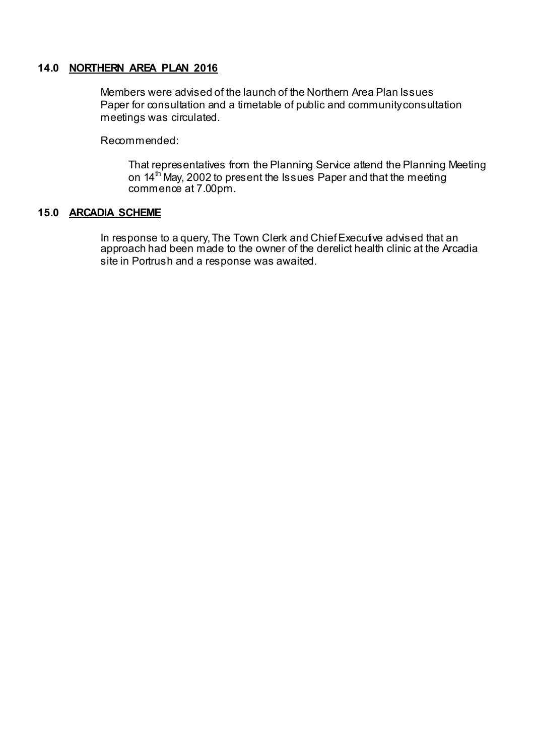## 14.0 NORTHERN AREA PLAN 2016

Members were advised of the launch of the Northern Area Plan Issues Paper for consultation and a timetable of public and community consultation meetings was circulated.

Recommended:

That representatives from the Planning Service attend the Planning Meeting on 14th May, 2002 to present the Issues Paper and that the meeting commence at 7.00pm.

## 15.0 ARCADIA SCHEME

In response to a query, The Town Clerk and Chief Executive advised that an approach had been made to the owner of the derelict health clinic at the Arcadia site in Portrush and a response was awaited.